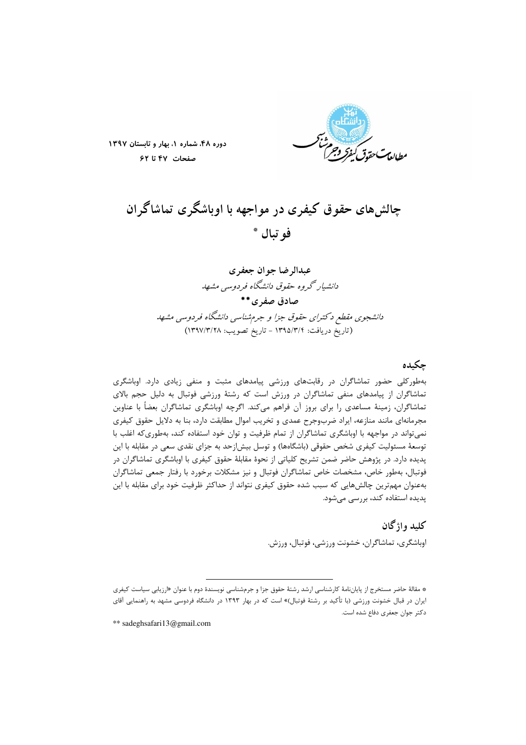# چالش‌های حقوق کیفری در مواجهه با اوباشگری تماشاگران فوتبال *

**عبدالرضا جوان جعفری**

*دانشیار گروه حقوق دانشگاه فردوسی مشهد*

**صادق صفری**\*\*

*دانشجوی مقطع دکترای حقوق جزا و جرم‌شناسی دانشگاه فردوسی مشهد*

(تاریخ دریافت: ۱۳۹۵/۳/۴ - تاریخ تصویب: ۱۳۹۷/۳/۲۸)

## چکیده

به‌طورکلی حضور تماشاگران در رقابت‌های ورزشی پیامدهای مثبت و منفی زیادی دارد. اوباشگری تماشاگران از پیامدهای منفی تماشاگران در ورزش است که رشتهٔ ورزشی فوتبال به دلیل حجم بالای تماشاگران، زمینهٔ مساعدی را برای بروز آن فراهم می‌کند. اگرچه اوباشگری تماشاگران بعضاً با عناوین مجرمانه‌ای مانند منازعه، ایراد ضرب‌وجرح عمدی و تخریب اموال مطابقت دارد، بنا به دلایل حقوق کیفری نمی‌تواند در مواجهه با اوباشگری تماشاگران از تمام ظرفیت و توان خود استفاده کند، به‌طوری‌که اغلب با توسعهٔ مسئولیت کیفری شخص حقوقی (باشگاه‌ها) و توسل بیش‌ازحد به جزای نقدی سعی در مقابله با این پدیده دارد. در پژوهش حاضر ضمن تشریح کلیاتی از نحوهٔ مقابلهٔ حقوق کیفری با اوباشگری تماشاگران در فوتبال، به‌طور خاص، مشخصات خاص تماشاگران فوتبال و نیز مشکلات برخورد با رفتار جمعی تماشاگران به‌عنوان مهم‌ترین چالش‌هایی که سبب شده حقوق کیفری نتواند از حداکثر ظرفیت خود برای مقابله با این پدیده استفاده کند، بررسی می‌شود.

## کلید واژگان

اوباشگری، تماشاگران، خشونت ورزشی، فوتبال، ورزش.

---

\* مقالهٔ حاضر مستخرج از پایان‌نامهٔ کارشناسی ارشد رشتهٔ حقوق جزا و جرم‌شناسی نویسندهٔ دوم با عنوان «ارزیابی سیاست کیفری ایران در قبال خشونت ورزشی (با تأکید بر رشتهٔ فوتبال)» است که در بهار ۱۳۹۳ در دانشگاه فردوسی مشهد به راهنمایی آقای دکتر جوان جعفری دفاع شده است.

\*\* sadeghsafari13@gmail.com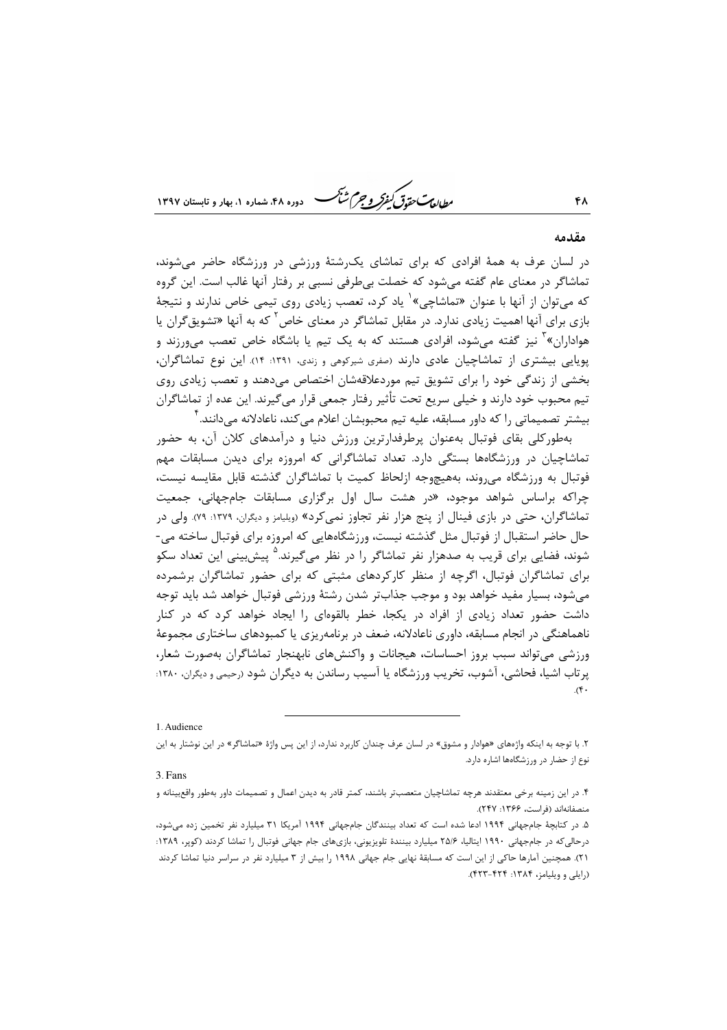## مقدمه

در لسان عرف به همهٔ افرادی که برای تماشای یک‌رشتهٔ ورزشی در ورزشگاه حاضر می‌شوند، تماشاگر در معنای عام گفته می‌شود که خصلت بی‌طرفی نسبی بر رفتار آنها غالب است. این گروه که می‌توان از آنها با عنوان «تماشاچی»[1] یاد کرد، تعصب زیادی روی تیمی خاص ندارند و نتیجهٔ بازی برای آنها اهمیت زیادی ندارد. در مقابل تماشاگر در معنای خاص[2] که به آنها «تشویق‌گران یا هواداران»[3] نیز گفته می‌شود، افرادی هستند که به یک تیم یا باشگاه خاص تعصب می‌ورزند و پویایی بیشتری از تماشاچیان عادی دارند (صفری شیرکوهی و زندی، ۱۳۹۱: ۱۴). این نوع تماشاگران، بخشی از زندگی خود را برای تشویق تیم موردعلاقه‌شان اختصاص می‌دهند و تعصب زیادی روی تیم محبوب خود دارند و خیلی سریع تحت تأثیر رفتار جمعی قرار می‌گیرند. این عده از تماشاگران بیشتر تصمیماتی را که داور مسابقه، علیه تیم محبوبشان اعلام می‌کند، ناعادلانه می‌دانند.[4]

به‌طورکلی بقای فوتبال به‌عنوان پرطرفدارترین ورزش دنیا و درآمدهای کلان آن، به حضور تماشاچیان در ورزشگاه‌ها بستگی دارد. تعداد تماشاگرانی که امروزه برای دیدن مسابقات مهم فوتبال به ورزشگاه می‌روند، به‌هیچ‌وجه ازلحاظ کمیت با تماشاگران گذشته قابل مقایسه نیست، چراکه براساس شواهد موجود، «در هشت سال اول برگزاری مسابقات جام‌جهانی، جمعیت تماشاگران، حتی در بازی فینال از پنج هزار نفر تجاوز نمی‌کرد» (ویلیامز و دیگران، ۱۳۷۹: ۷۹). ولی در حال حاضر استقبال از فوتبال مثل گذشته نیست، ورزشگاه‌هایی که امروزه برای فوتبال ساخته می‌شوند، فضایی برای قریب به صدهزار نفر تماشاگر را در نظر می‌گیرند.[5] پیش‌بینی این تعداد سکو برای تماشاگران فوتبال، اگرچه از منظر کارکردهای مثبتی که برای حضور تماشاگران برشمرده می‌شود، بسیار مفید خواهد بود و موجب جذاب‌تر شدن رشتهٔ ورزشی فوتبال خواهد شد باید توجه داشت حضور تعداد زیادی از افراد در یکجا، خطر بالقوه‌ای را ایجاد خواهد کرد که در کنار ناهماهنگی در انجام مسابقه، داوری ناعادلانه، ضعف در برنامه‌ریزی یا کمبودهای ساختاری مجموعهٔ ورزشی می‌تواند سبب بروز احساسات، هیجانات و واکنش‌های نابهنجار تماشاگران به‌صورت شعار، پرتاب اشیا، فحاشی، آشوب، تخریب ورزشگاه یا آسیب رساندن به دیگران شود (رحیمی و دیگران، ۱۳۸۰: ۴۰).

---

1. Audience

۲. با توجه به اینکه واژه‌های «هوادار و مشوق» در لسان عرف چندان کاربرد ندارد، از این پس واژهٔ «تماشاگر» در این نوشتار به این نوع از حضور در ورزشگاه‌ها اشاره دارد.

3. Fans

۴. در این زمینه برخی معتقدند هرچه تماشاچیان متعصب‌تر باشند، کمتر قادر به دیدن اعمال و تصمیمات داور به‌طور واقع‌بینانه و منصفانه‌اند (فراست، ۱۳۶۶: ۲۴۷).

۵. در کتابچهٔ جام‌جهانی ۱۹۹۴ ادعا شده است که تعداد بینندگان جام‌جهانی ۱۹۹۴ آمریکا ۳۱ میلیارد نفر تخمین زده می‌شود، درحالی‌که در جام‌جهانی ۱۹۹۰ ایتالیا، ۲۵/۶ میلیارد بینندهٔ تلویزیونی، بازی‌های جام جهانی فوتبال را تماشا کردند (کوپر، ۱۳۸۹: ۲۱). همچنین آمارها حاکی از این است که مسابقهٔ نهایی جام جهانی ۱۹۹۸ را بیش از ۳ میلیارد نفر در سراسر دنیا تماشا کردند (رایلی و ویلیامز، ۱۳۸۴: ۴۲۴-۴۲۳).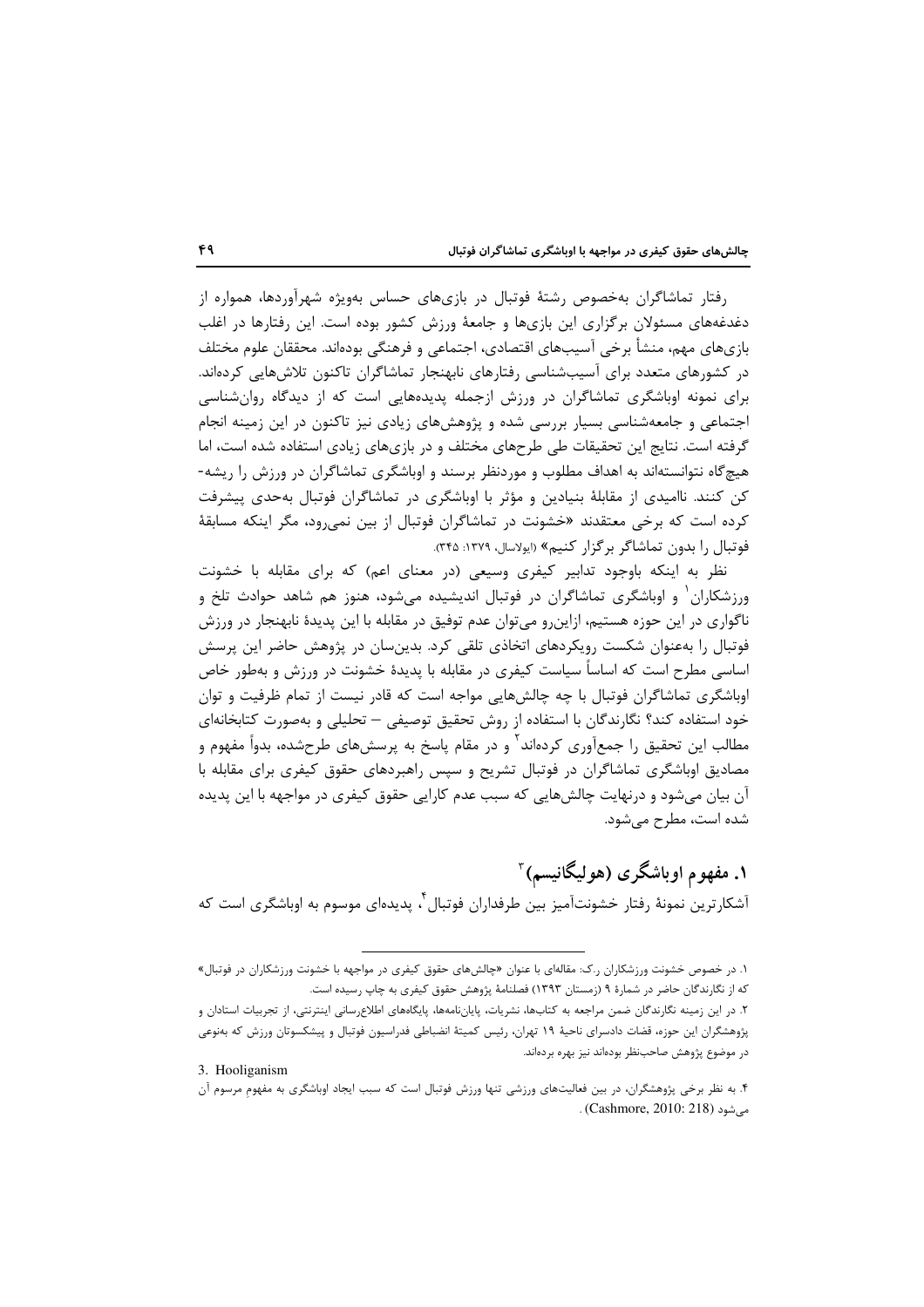رفتار تماشاگران به‌خصوص رشتهٔ فوتبال در بازی‌های حساس به‌ویژه شهرآوردها، همواره از دغدغه‌های مسئولان برگزاری این بازی‌ها و جامعهٔ ورزش کشور بوده است. این رفتارها در اغلب بازی‌های مهم، منشأ برخی آسیب‌های اقتصادی، اجتماعی و فرهنگی بوده‌اند. محققان علوم مختلف در کشورهای متعدد برای آسیب‌شناسی رفتارهای نابهنجار تماشاگران تاکنون تلاش‌هایی کرده‌اند. برای نمونه اوباشگری تماشاگران در ورزش ازجمله پدیده‌هایی است که از دیدگاه روان‌شناسی اجتماعی و جامعه‌شناسی بسیار بررسی شده و پژوهش‌های زیادی نیز تاکنون در این زمینه انجام گرفته است. نتایج این تحقیقات طی طرح‌های مختلف و در بازی‌های زیادی استفاده شده است، اما هیچ‌گاه نتوانسته‌اند به اهداف مطلوب و موردنظر برسند و اوباشگری تماشاگران در ورزش را ریشه‌کن کنند. ناامیدی از مقابلهٔ بنیادین و مؤثر با اوباشگری در تماشاگران فوتبال به‌حدی پیشرفت کرده است که برخی معتقدند «خشونت در تماشاگران فوتبال از بین نمی‌رود، مگر اینکه مسابقهٔ فوتبال را بدون تماشاگر برگزار کنیم» (ایولاسال، ۱۳۷۹: ۳۴۵).

نظر به اینکه باوجود تدابیر کیفری وسیعی (در معنای اعم) که برای مقابله با خشونت ورزشکاران[1] و اوباشگری تماشاگران در فوتبال اندیشیده می‌شود، هنوز هم شاهد حوادث تلخ و ناگواری در این حوزه هستیم، ازاین‌رو می‌توان عدم توفیق در مقابله با این پدیدهٔ نابهنجار در ورزش فوتبال را به‌عنوان شکست رویکردهای اتخاذی تلقی کرد. بدین‌سان در پژوهش حاضر این پرسش اساسی مطرح است که اساساً سیاست کیفری در مقابله با پدیدهٔ خشونت در ورزش و به‌طور خاص اوباشگری تماشاگران فوتبال با چه چالش‌هایی مواجه است که قادر نیست از تمام ظرفیت و توان خود استفاده کند؟ نگارندگان با استفاده از روش تحقیق توصیفی – تحلیلی و به‌صورت کتابخانه‌ای مطالب این تحقیق را جمع‌آوری کرده‌اند[2] و در مقام پاسخ به پرسش‌های طرح‌شده، بدواً مفهوم و مصادیق اوباشگری تماشاگران در فوتبال تشریح و سپس راهبردهای حقوق کیفری برای مقابله با آن بیان می‌شود و درنهایت چالش‌هایی که سبب عدم کارایی حقوق کیفری در مواجهه با این پدیده شده است، مطرح می‌شود.

## ۱. مفهوم اوباشگری (هولیگانیسم)[3]

آشکارترین نمونهٔ رفتار خشونت‌آمیز بین طرفداران فوتبال[4]، پدیده‌ای موسوم به اوباشگری است که

---

۱. در خصوص خشونت ورزشکاران ر.ک: مقاله‌ای با عنوان «چالش‌های حقوق کیفری در مواجهه با خشونت ورزشکاران در فوتبال» که از نگارندگان حاضر در شمارهٔ ۹ (زمستان ۱۳۹۳) فصلنامهٔ پژوهش حقوق کیفری به چاپ رسیده است.

۲. در این زمینه نگارندگان ضمن مراجعه به کتاب‌ها، نشریات، پایان‌نامه‌ها، پایگاه‌های اطلاع‌رسانی اینترنتی، از تجربیات استادان و پژوهشگران این حوزه، قضات دادسرای ناحیهٔ ۱۹ تهران، رئیس کمیتهٔ انضباطی فدراسیون فوتبال و پیشکسوتان ورزش که به‌نوعی در موضوع پژوهش صاحب‌نظر بوده‌اند نیز بهره برده‌اند.

3. Hooliganism

۴. به نظر برخی پژوهشگران، در بین فعالیت‌های ورزشی تنها ورزش فوتبال است که سبب ایجاد اوباشگری به مفهوم مرسوم آن می‌شود (Cashmore, 2010: 218).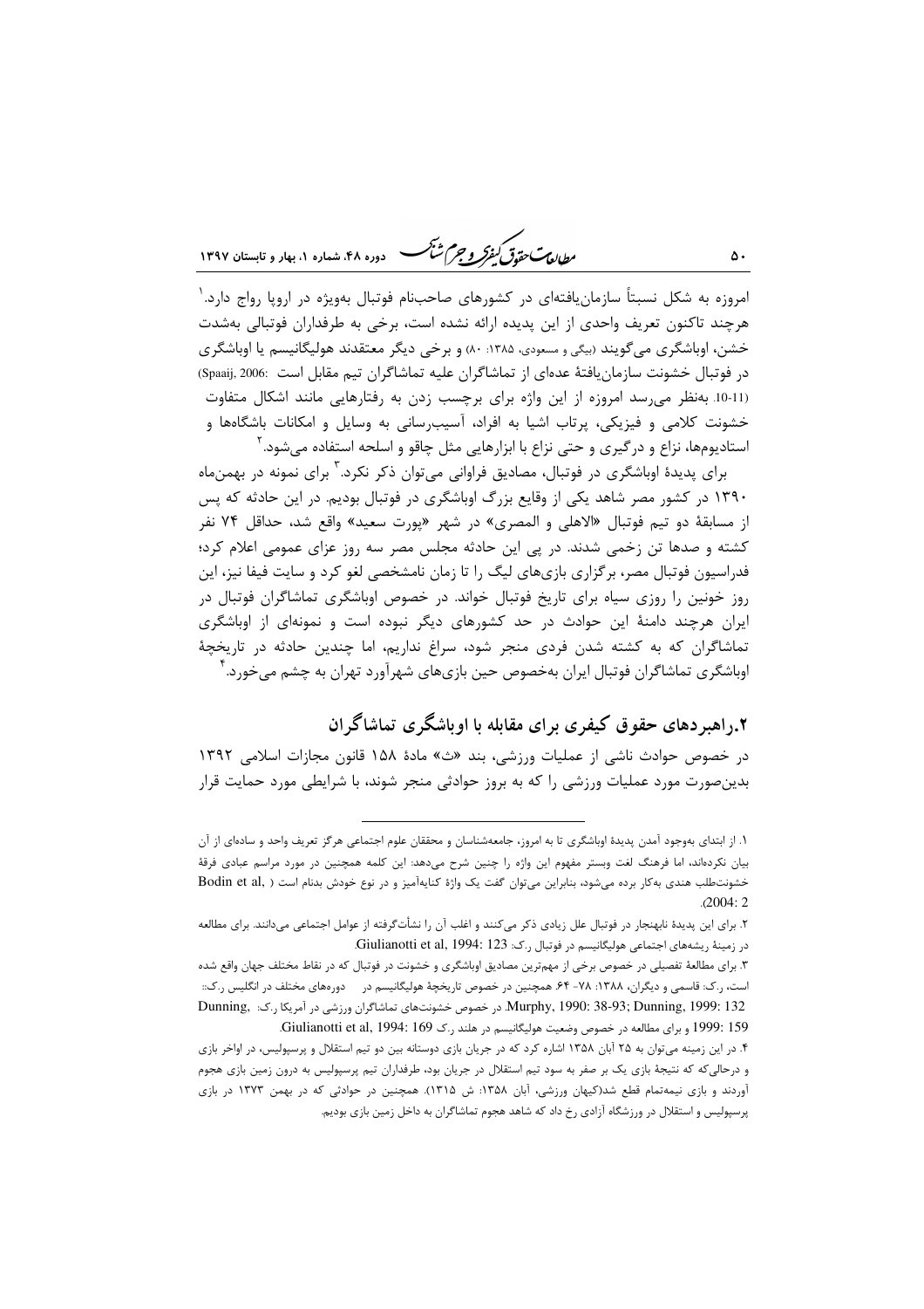امروزه به شکل نسبتاً سازمان‌یافته‌ای در کشورهای صاحب‌نام فوتبال به‌ویژه در اروپا رواج دارد.[1] هرچند تاکنون تعریف واحدی از این پدیده ارائه نشده است، برخی به طرفداران فوتبالی به‌شدت خشن، اوباشگری می‌گویند (بیگی و مسعودی، ۱۳۸۵: ۸۰) و برخی دیگر معتقدند هولیگانیسم یا اوباشگری در فوتبال خشونت سازمان‌یافتهٔ عده‌ای از تماشاگران علیه تماشاگران تیم مقابل است (Spaaij, 2006: 10-11). به‌نظر می‌رسد امروزه از این واژه برای برچسب زدن به رفتارهایی مانند اشکال متفاوت خشونت کلامی و فیزیکی، پرتاب اشیا به افراد، آسیب‌رسانی به وسایل و امکانات باشگاه‌ها و استادیوم‌ها، نزاع و درگیری و حتی نزاع با ابزارهایی مثل چاقو و اسلحه استفاده می‌شود.[2]

برای پدیدهٔ اوباشگری در فوتبال، مصادیق فراوانی می‌توان ذکر نکرد.[3] برای نمونه در بهمن‌ماه ۱۳۹۰ در کشور مصر شاهد یکی از وقایع بزرگ اوباشگری در فوتبال بودیم. در این حادثه که پس از مسابقهٔ دو تیم فوتبال «الاهلی و المصری» در شهر «پورت سعید» واقع شد، حداقل ۷۴ نفر کشته و صدها تن زخمی شدند. در پی این حادثه مجلس مصر سه روز عزای عمومی اعلام کرد؛ فدراسیون فوتبال مصر، برگزاری بازی‌های لیگ را تا زمان نامشخصی لغو کرد و سایت فیفا نیز، این روز خونین را روزی سیاه برای تاریخ فوتبال خواند. در خصوص اوباشگری تماشاگران فوتبال در ایران هرچند دامنهٔ این حوادث در حد کشورهای دیگر نبوده است و نمونه‌ای از اوباشگری تماشاگران که به کشته شدن فردی منجر شود، سراغ نداریم، اما چندین حادثه در تاریخچهٔ اوباشگری تماشاگران فوتبال ایران به‌خصوص حین بازی‌های شهرآورد تهران به چشم می‌خورد.[4]

## ۲. راهبردهای حقوق کیفری برای مقابله با اوباشگری تماشاگران

در خصوص حوادث ناشی از عملیات ورزشی، بند «ث» مادهٔ ۱۵۸ قانون مجازات اسلامی ۱۳۹۲ بدین‌صورت مورد عملیات ورزشی را که به بروز حوادثی منجر شوند، با شرایطی مورد حمایت قرار

---

۱. از ابتدای به‌وجود آمدن پدیدهٔ اوباشگری تا به امروز، جامعه‌شناسان و محققان علوم اجتماعی هرگز تعریف واحد و ساده‌ای از آن بیان نکرده‌اند، اما فرهنگ لغت وبستر مفهوم این واژه را چنین شرح می‌دهد: این کلمه همچنین در مورد مراسم عبادی فرقهٔ خشونت‌طلب هندی به‌کار برده می‌شود، بنابراین می‌توان گفت یک واژهٔ کنایه‌آمیز و در نوع خودش بدنام است (Bodin et al, 2004: 2).

۲. برای این پدیدهٔ نابهنجار در فوتبال علل زیادی ذکر می‌کنند و اغلب آن را نشأت‌گرفته از عوامل اجتماعی می‌دانند. برای مطالعه در زمینهٔ ریشه‌های اجتماعی هولیگانیسم در فوتبال ر.ک: Giulianotti et al, 1994: 123.

۳. برای مطالعهٔ تفصیلی در خصوص برخی از مهم‌ترین مصادیق اوباشگری و خشونت در فوتبال که در نقاط مختلف جهان واقع شده است، ر.ک: قاسمی و دیگران، ۱۳۸۸: ۷۸- ۶۴. همچنین در خصوص تاریخچهٔ هولیگانیسم در دوره‌های مختلف در انگلیس ر.ک: Murphy, 1990: 38-93; Dunning, 1999: 132. در خصوص خشونت‌های تماشاگران ورزشی در آمریکا ر.ک: Dunning, 1999: 159 و برای مطالعه در خصوص وضعیت هولیگانیسم در هلند ر.ک Giulianotti et al, 1994: 169.

۴. در این زمینه می‌توان به ۲۵ آبان ۱۳۵۸ اشاره کرد که در جریان بازی دوستانه بین دو تیم استقلال و پرسپولیس، در اواخر بازی و درحالی‌که نتیجهٔ بازی یک بر صفر به سود تیم استقلال در جریان بود، طرفداران تیم پرسپولیس به درون زمین بازی هجوم آوردند و بازی نیمه‌تمام قطع شد(کیهان ورزشی، آبان ۱۳۵۸: ش ۱۳۱۵). همچنین در حوادثی که در بهمن ۱۳۷۳ در بازی پرسپولیس و استقلال در ورزشگاه آزادی رخ داد که شاهد هجوم تماشاگران به داخل زمین بازی بودیم.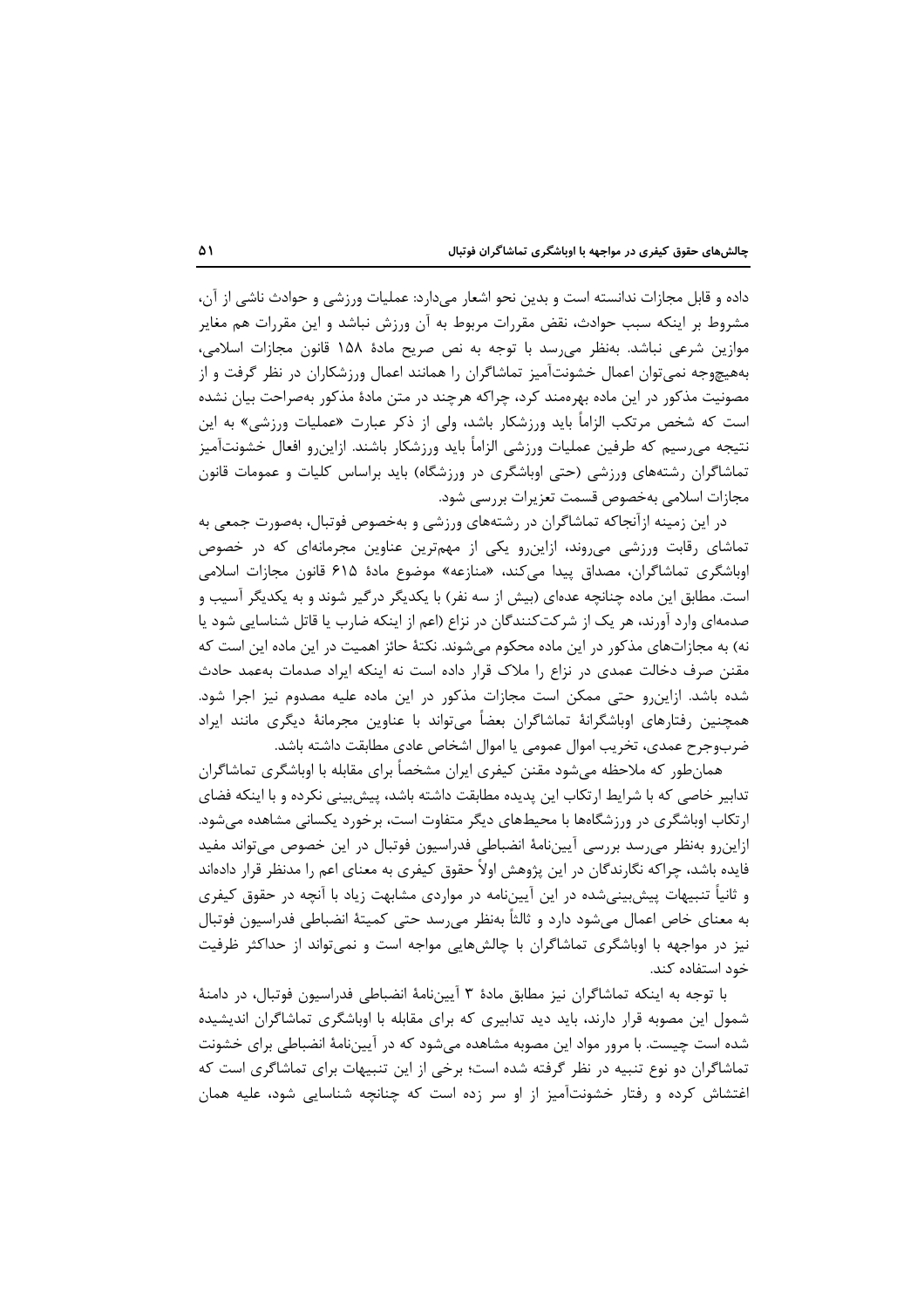داده و قابل مجازات ندانسته است و بدین نحو اشعار می‌دارد: عملیات ورزشی و حوادث ناشی از آن، مشروط بر اینکه سبب حوادث، نقض مقررات مربوط به آن ورزش نباشد و این مقررات هم مغایر موازین شرعی نباشد. به‌نظر می‌رسد با توجه به نص صریح مادهٔ ۱۵۸ قانون مجازات اسلامی، به‌هیچ‌وجه نمی‌توان اعمال خشونت‌آمیز تماشاگران را همانند اعمال ورزشکاران در نظر گرفت و از مصونیت مذکور در این ماده بهره‌مند کرد، چراکه هرچند در متن مادهٔ مذکور به‌صراحت بیان نشده است که شخص مرتکب الزاماً باید ورزشکار باشد، ولی از ذکر عبارت «عملیات ورزشی» به این نتیجه می‌رسیم که طرفین عملیات ورزشی الزاماً باید ورزشکار باشند. ازاین‌رو افعال خشونت‌آمیز تماشاگران رشته‌های ورزشی (حتی اوباشگری در ورزشگاه) باید براساس کلیات و عمومات قانون مجازات اسلامی به‌خصوص قسمت تعزیرات بررسی شود.

در این زمینه ازآنجاکه تماشاگران در رشته‌های ورزشی و به‌خصوص فوتبال، به‌صورت جمعی به تماشای رقابت ورزشی می‌روند، ازاین‌رو یکی از مهم‌ترین عناوین مجرمانه‌ای که در خصوص اوباشگری تماشاگران، مصداق پیدا می‌کند، «منازعه» موضوع مادهٔ ۶۱۵ قانون مجازات اسلامی است. مطابق این ماده چنانچه عده‌ای (بیش از سه نفر) با یکدیگر درگیر شوند و به یکدیگر آسیب و صدمه‌ای وارد آورند، هر یک از شرکت‌کنندگان در نزاع (اعم از اینکه ضارب یا قاتل شناسایی شود یا نه) به مجازات‌های مذکور در این ماده محکوم می‌شوند. نکتهٔ حائز اهمیت در این ماده این است که مقنن صرف دخالت عمدی در نزاع را ملاک قرار داده است نه اینکه ایراد صدمات به‌عمد حادث شده باشد. ازاین‌رو حتی ممکن است مجازات مذکور در این ماده علیه مصدوم نیز اجرا شود. همچنین رفتارهای اوباشگرانهٔ تماشاگران بعضاً می‌تواند با عناوین مجرمانهٔ دیگری مانند ایراد ضرب‌وجرح عمدی، تخریب اموال عمومی یا اموال اشخاص عادی مطابقت داشته باشد.

همان‌طور که ملاحظه می‌شود مقنن کیفری ایران مشخصاً برای مقابله با اوباشگری تماشاگران تدابیر خاصی که با شرایط ارتکاب این پدیده مطابقت داشته باشد، پیش‌بینی نکرده و با اینکه فضای ارتکاب اوباشگری در ورزشگاه‌ها با محیط‌های دیگر متفاوت است، برخورد یکسانی مشاهده می‌شود. ازاین‌رو به‌نظر می‌رسد بررسی آیین‌نامهٔ انضباطی فدراسیون فوتبال در این خصوص می‌تواند مفید فایده باشد، چراکه نگارندگان در این پژوهش اولاً حقوق کیفری به معنای اعم را مدنظر قرار داده‌اند و ثانیاً تنبیهات پیش‌بینی‌شده در این آیین‌نامه در مواردی مشابهت زیاد با آنچه در حقوق کیفری به معنای خاص اعمال می‌شود دارد و ثالثاً به‌نظر می‌رسد حتی کمیتهٔ انضباطی فدراسیون فوتبال نیز در مواجهه با اوباشگری تماشاگران با چالش‌هایی مواجه است و نمی‌تواند از حداکثر ظرفیت خود استفاده کند.

با توجه به اینکه تماشاگران نیز مطابق مادهٔ ۳ آیین‌نامهٔ انضباطی فدراسیون فوتبال، در دامنهٔ شمول این مصوبه قرار دارند، باید دید تدابیری که برای مقابله با اوباشگری تماشاگران اندیشیده شده است چیست. با مرور مواد این مصوبه مشاهده می‌شود که در آیین‌نامهٔ انضباطی برای خشونت تماشاگران دو نوع تنبیه در نظر گرفته شده است؛ برخی از این تنبیهات برای تماشاگری است که اغتشاش کرده و رفتار خشونت‌آمیز از او سر زده است که چنانچه شناسایی شود، علیه همان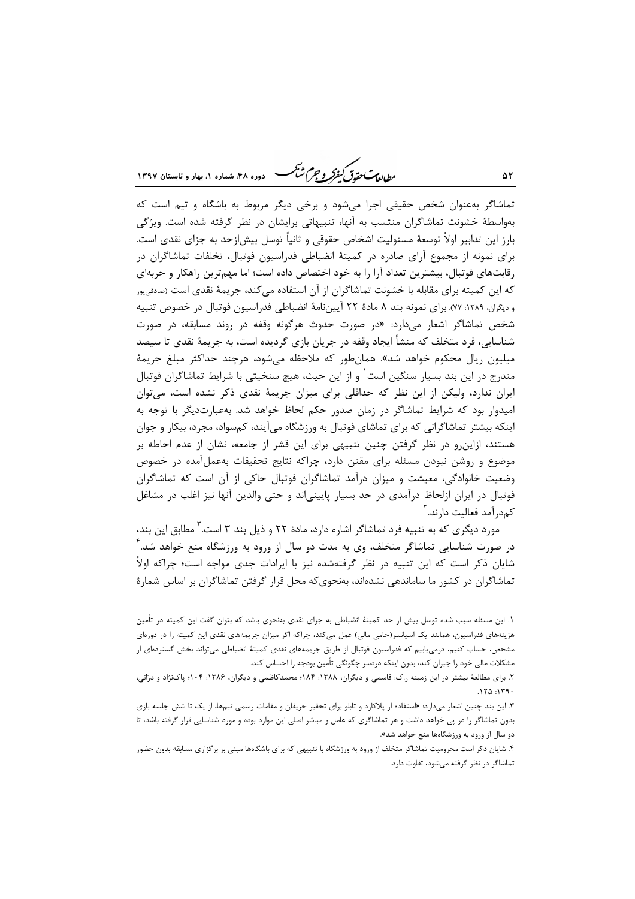تماشاگر به‌عنوان شخص حقیقی اجرا می‌شود و برخی دیگر مربوط به باشگاه و تیم است که به‌واسطهٔ خشونت تماشاگران منتسب به آنها، تنبیهاتی برایشان در نظر گرفته شده است. ویژگی بارز این تدابیر اولاً توسعهٔ مسئولیت اشخاص حقوقی و ثانیاً توسل بیش‌ازحد به جزای نقدی است. برای نمونه از مجموع آرای صادره در کمیتهٔ انضباطی فدراسیون فوتبال، تخلفات تماشاگران در رقابت‌های فوتبال، بیشترین تعداد آرا را به خود اختصاص داده است؛ اما مهم‌ترین راهکار و حربه‌ای که این کمیته برای مقابله با خشونت تماشاگران از آن استفاده می‌کند، جریمهٔ نقدی است (صادقی‌پور و دیگران، ۱۳۸۹: ۷۷). برای نمونه بند ۸ مادهٔ ۲۲ آیین‌نامهٔ انضباطی فدراسیون فوتبال در خصوص تنبیه شخص تماشاگر اشعار می‌دارد: «در صورت حدوث هرگونه وقفه در روند مسابقه، در صورت شناسایی، فرد متخلف که منشأ ایجاد وقفه در جریان بازی گردیده است، به جریمهٔ نقدی تا سیصد میلیون ریال محکوم خواهد شد». همان‌طور که ملاحظه می‌شود، هرچند حداکثر مبلغ جریمهٔ مندرج در این بند بسیار سنگین است[1] و از این حیث، هیچ سنخیتی با شرایط تماشاگران فوتبال ایران ندارد، ولیکن از این نظر که حداقلی برای میزان جریمهٔ نقدی ذکر نشده است، می‌توان امیدوار بود که شرایط تماشاگر در زمان صدور حکم لحاظ خواهد شد. به‌عبارت‌دیگر با توجه به اینکه بیشتر تماشاگرانی که برای تماشای فوتبال به ورزشگاه می‌آیند، کم‌سواد، مجرد، بیکار و جوان هستند، ازاین‌رو در نظر گرفتن چنین تنبیهی برای این قشر از جامعه، نشان از عدم احاطه بر موضوع و روشن نبودن مسئله برای مقنن دارد، چراکه نتایج تحقیقات به‌عمل‌آمده در خصوص وضعیت خانوادگی، معیشت و میزان درآمد تماشاگران فوتبال حاکی از آن است که تماشاگران فوتبال در ایران ازلحاظ درآمدی در حد بسیار پایینی‌اند و حتی والدین آنها نیز اغلب در مشاغل کم‌درآمد فعالیت دارند.[2]

مورد دیگری که به تنبیه فرد تماشاگر اشاره دارد، مادهٔ ۲۲ و ذیل بند ۳ است.[3] مطابق این بند، در صورت شناسایی تماشاگر متخلف، وی به مدت دو سال از ورود به ورزشگاه منع خواهد شد.[4] شایان ذکر است که این تنبیه در نظر گرفته‌شده نیز با ایرادات جدی مواجه است؛ چراکه اولاً تماشاگران در کشور ما ساماندهی نشده‌اند، به‌نحوی‌که محل قرار گرفتن تماشاگران بر اساس شمارهٔ

---

۱. این مسئله سبب شده توسل بیش از حد کمیتهٔ انضباطی به جزای نقدی به‌نحوی باشد که بتوان گفت این کمیته در تأمین هزینه‌های فدراسیون، همانند یک اسپانسر(حامی مالی) عمل می‌کند، چراکه اگر میزان جریمه‌های نقدی این کمیته را در دوره‌ای مشخص، حساب کنیم، درمی‌یابیم که فدراسیون فوتبال از طریق جریمه‌های نقدی کمیتهٔ انضباطی می‌تواند بخش گسترده‌ای از مشکلات مالی خود را جبران کند، بدون اینکه دردسر چگونگی تأمین بودجه را احساس کند.

۲. برای مطالعهٔ بیشتر در این زمینه ر.ک: قاسمی و دیگران، ۱۳۸۸: ۱۸۴؛ محمدکاظمی و دیگران، ۱۳۸۶: ۱۰۴؛ پاک‌نژاد و دژانی، ۱۳۹۰: ۱۲۵.

۳. این بند چنین اشعار می‌دارد: «استفاده از پلاکارد و تابلو برای تحقیر حریفان و مقامات رسمی تیم‌ها، از یک تا شش جلسه بازی بدون تماشاگر را در پی خواهد داشت و هر تماشاگری که عامل و مباشر اصلی این موارد بوده و مورد شناسایی قرار گرفته باشد، تا دو سال از ورود به ورزشگاه‌ها منع خواهد شد».

۴. شایان ذکر است محرومیت تماشاگر متخلف از ورود به ورزشگاه با تنبیهی که برای باشگاه‌ها مبنی بر برگزاری مسابقه بدون حضور تماشاگر در نظر گرفته می‌شود، تفاوت دارد.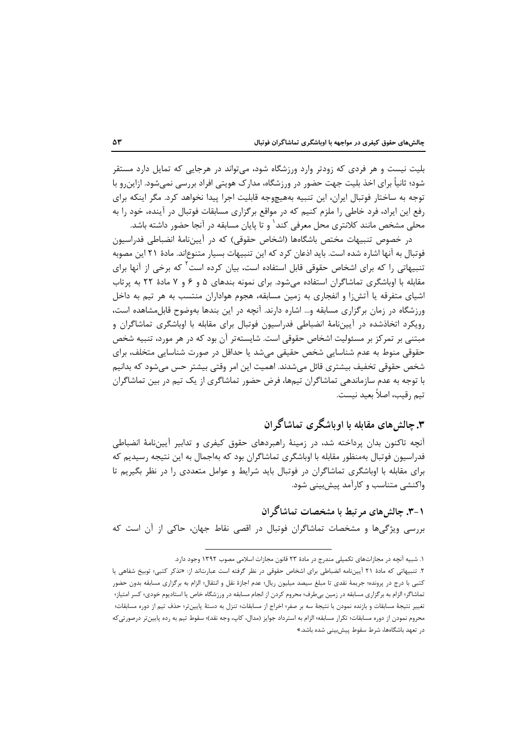بلیت نیست و هر فردی که زودتر وارد ورزشگاه شود، می‌تواند در هرجایی که تمایل دارد مستقر شود؛ ثانیاً برای اخذ بلیت جهت حضور در ورزشگاه، مدارک هویتی افراد بررسی نمی‌شود. ازاین‌رو با توجه به ساختار فوتبال ایران، این تنبیه به‌هیچ‌وجه قابلیت اجرا پیدا نخواهد کرد. مگر اینکه برای رفع این ایراد، فرد خاطی را ملزم کنیم که در مواقع برگزاری مسابقات فوتبال در آینده، خود را به محلی مشخص مانند کلانتری محل معرفی کند[1] و تا پایان مسابقه در آنجا حضور داشته باشد.

در خصوص تنبیهات مختص باشگاه‌ها (اشخاص حقوقی) که در آیین‌نامهٔ انضباطی فدراسیون فوتبال به آنها اشاره شده است. باید اذعان کرد که این تنبیهات بسیار متنوع‌اند. مادهٔ ۲۱ این مصوبه تنبیهاتی را که برای اشخاص حقوقی قابل استفاده است، بیان کرده است[2] که برخی از آنها برای مقابله با اوباشگری تماشاگران استفاده می‌شود. برای نمونه بندهای ۵ و ۶ و ۷ مادهٔ ۲۲ به پرتاب اشیای متفرقه یا آتش‌زا و انفجاری به زمین مسابقه، هجوم هواداران منتسب به هر تیم به داخل ورزشگاه در زمان برگزاری مسابقه و... اشاره دارند. آنچه در این بندها به‌وضوح قابل‌مشاهده است، رویکرد اتخاذشده در آیین‌نامهٔ انضباطی فدراسیون فوتبال برای مقابله با اوباشگری تماشاگران و مبتنی بر تمرکز بر مسئولیت اشخاص حقوقی است. شایسته‌تر آن بود که در هر مورد، تنبیه شخص حقوقی منوط به عدم شناسایی شخص حقیقی می‌شد یا حداقل در صورت شناسایی متخلف، برای شخص حقوقی تخفیف بیشتری قائل می‌شدند. اهمیت این امر وقتی بیشتر حس می‌شود که بدانیم با توجه به عدم سازماندهی تماشاگران تیم‌ها، فرض حضور تماشاگری از یک تیم در بین تماشاگران تیم رقیب، اصلاً بعید نیست.

## ۳. چالش‌های مقابله با اوباشگری تماشاگران

آنچه تاکنون بدان پرداخته شد، در زمینهٔ راهبردهای حقوق کیفری و تدابیر آیین‌نامهٔ انضباطی فدراسیون فوتبال به‌منظور مقابله با اوباشگری تماشاگران بود که به‌اجمال به این نتیجه رسیدیم که برای مقابله با اوباشگری تماشاگران در فوتبال باید شرایط و عوامل متعددی را در نظر بگیریم تا واکنشی متناسب و کارآمد پیش‌بینی شود.

### ۱-۳. چالش‌های مرتبط با مشخصات تماشاگران

بررسی ویژگی‌ها و مشخصات تماشاگران فوتبال در اقصی نقاط جهان، حاکی از آن است که

---

۱. شبیه آنچه در مجازات‌های تکمیلی مندرج در مادهٔ ۲۳ قانون مجازات اسلامی مصوب ۱۳۹۲ وجود دارد.

۲. تنبیهاتی که مادهٔ ۲۱ آیین‌نامه انضباطی برای اشخاص حقوقی در نظر گرفته است عبارت‌اند از: «تذکر کتبی؛ توبیخ شفاهی یا کتبی با درج در پرونده؛ جریمهٔ نقدی تا مبلغ سیصد میلیون ریال؛ عدم اجازهٔ نقل و انتقال؛ الزام به برگزاری مسابقه بدون حضور تماشاگر؛ الزام به برگزاری مسابقه در زمین بی‌طرف؛ محروم کردن از انجام مسابقه در ورزشگاه خاص یا استادیوم خودی؛ کسر امتیاز؛ تغییر نتیجهٔ مسابقات و بازنده نمودن با نتیجهٔ سه بر صفر؛ اخراج از مسابقات؛ تنزل به دستهٔ پایین‌تر؛ حذف تیم از دوره مسابقات؛ محروم نمودن از دوره مسابقات؛ تکرار مسابقه؛ الزام به استرداد جوایز (مدال، کاپ، وجه نقد)؛ سقوط تیم به رده پایین‌تر درصورتی‌که در تعهد باشگاه‌ها، شرط سقوط پیش‌بینی شده باشد.»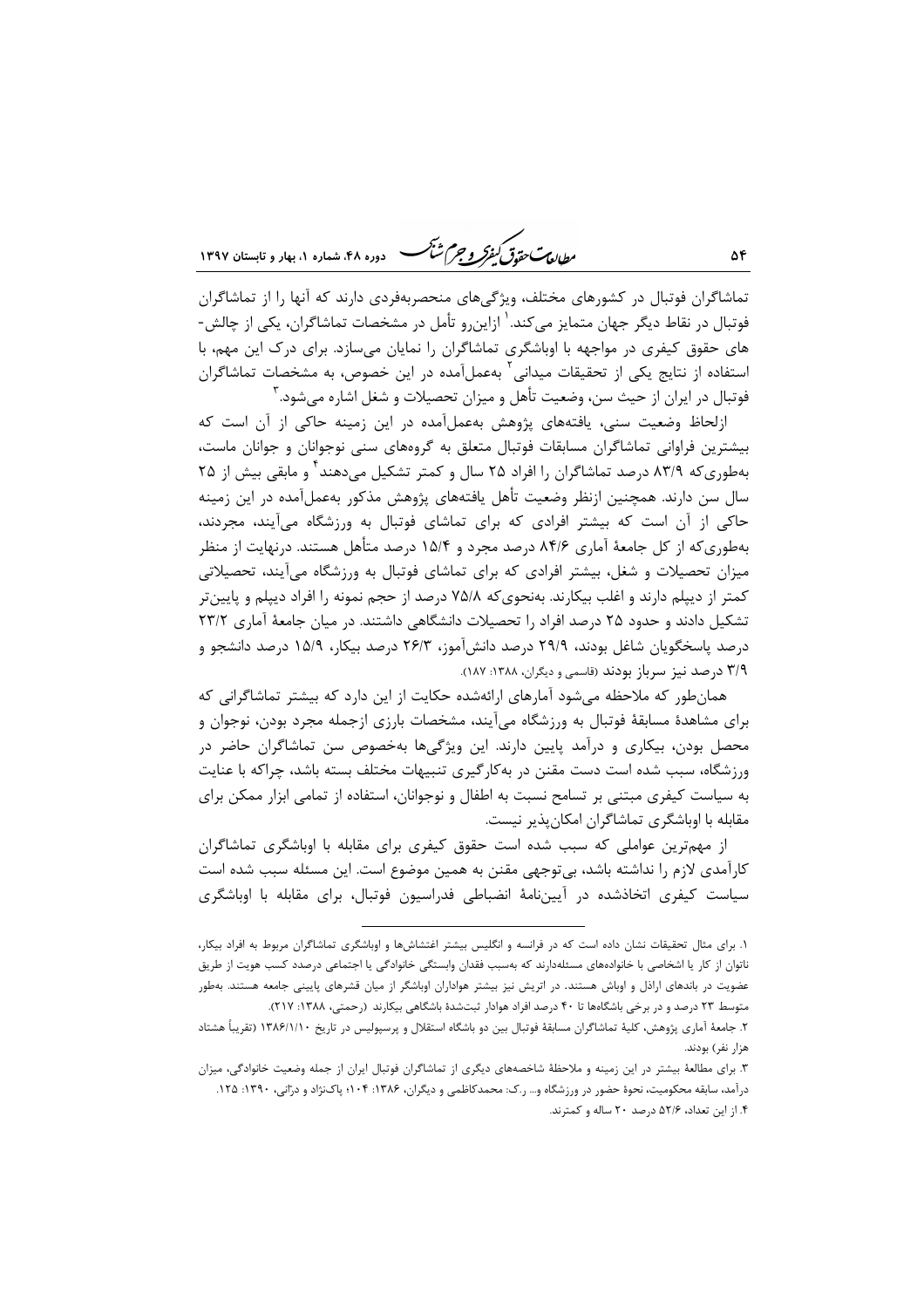تماشاگران فوتبال در کشورهای مختلف، ویژگی‌های منحصربه‌فردی دارند که آنها را از تماشاگران فوتبال در نقاط دیگر جهان متمایز می‌کند.[1] ازاین‌رو تأمل در مشخصات تماشاگران، یکی از چالش-های حقوق کیفری در مواجهه با اوباشگری تماشاگران را نمایان می‌سازد. برای درک این مهم، با استفاده از نتایج یکی از تحقیقات میدانی[2] به‌عمل‌آمده در این خصوص، به مشخصات تماشاگران فوتبال در ایران از حیث سن، وضعیت تأهل و میزان تحصیلات و شغل اشاره می‌شود.[3]

ازلحاظ وضعیت سنی، یافته‌های پژوهش به‌عمل‌آمده در این زمینه حاکی از آن است که بیشترین فراوانی تماشاگران مسابقات فوتبال متعلق به گروه‌های سنی نوجوانان و جوانان ماست، به‌طوری‌که ۸۳/۹ درصد تماشاگران را افراد ۲۵ سال و کمتر تشکیل می‌دهند[4] و مابقی بیش از ۲۵ سال سن دارند. همچنین ازنظر وضعیت تأهل یافته‌های پژوهش مذکور به‌عمل‌آمده در این زمینه حاکی از آن است که بیشتر افرادی که برای تماشای فوتبال به ورزشگاه می‌آیند، مجردند، به‌طوری‌که از کل جامعهٔ آماری ۸۴/۶ درصد مجرد و ۱۵/۴ درصد متأهل هستند. درنهایت از منظر میزان تحصیلات و شغل، بیشتر افرادی که برای تماشای فوتبال به ورزشگاه می‌آیند، تحصیلاتی کمتر از دیپلم دارند و اغلب بیکارند. به‌نحوی‌که ۷۵/۸ درصد از حجم نمونه را افراد دیپلم و پایین‌تر تشکیل دادند و حدود ۲۵ درصد افراد از تحصیلات دانشگاهی داشتند. در میان جامعهٔ آماری ۲۳/۲ درصد پاسخگویان شاغل بودند، ۲۹/۹ درصد دانش‌آموز، ۲۶/۳ درصد بیکار، ۱۵/۹ درصد دانشجو و ۳/۹ درصد نیز سرباز بودند (قاسمی و دیگران، ۱۳۸۸: ۱۸۷).

همان‌طور که ملاحظه می‌شود آمارهای ارائه‌شده حکایت از این دارد که بیشتر تماشاگرانی که برای مشاهدهٔ مسابقهٔ فوتبال به ورزشگاه می‌آیند، مشخصات بارزی ازجمله مجرد بودن، نوجوان و محصل بودن، بیکاری و درآمد پایین دارند. این ویژگی‌ها به‌خصوص سن تماشاگران حاضر در ورزشگاه، سبب شده است دست مقنن در به‌کارگیری تنبیهات مختلف بسته باشد، چراکه با عنایت به سیاست کیفری مبتنی بر تسامح نسبت به اطفال و نوجوانان، استفاده از تمامی ابزار ممکن برای مقابله با اوباشگری تماشاگران امکان‌پذیر نیست.

از مهم‌ترین عواملی که سبب شده است حقوق کیفری برای مقابله با اوباشگری تماشاگران کارآمدی لازم را نداشته باشد، بی‌توجهی مقنن به همین موضوع است. این مسئله سبب شده است سیاست کیفری اتخاذشده در آیین‌نامهٔ انضباطی فدراسیون فوتبال، برای مقابله با اوباشگری

---

۱. برای مثال تحقیقات نشان داده است که در فرانسه و انگلیس بیشتر اغتشاش‌ها و اوباشگری تماشاگران مربوط به افراد بیکار، ناتوان از کار یا اشخاصی با خانواده‌های مسئله‌دارند که به‌سبب فقدان وابستگی خانوادگی یا اجتماعی درصدد کسب هویت از طریق عضویت در باندهای اراذل و اوباش هستند. در اتریش نیز بیشتر هواداران اوباشگر از میان قشرهای پایینی جامعه هستند. به‌طور متوسط ۲۳ درصد و در برخی باشگاه‌ها تا ۴۰ درصد افراد هوادار ثبت‌شدهٔ باشگاهی بیکارند (رحمتی، ۱۳۸۸: ۲۱۷).

۲. جامعهٔ آماری پژوهش، کلیهٔ تماشاگران مسابقهٔ فوتبال بین دو باشگاه استقلال و پرسپولیس در تاریخ ۱۳۸۶/۱/۱۰ (تقریباً هشتاد هزار نفر) بودند.

۳. برای مطالعهٔ بیشتر در این زمینه و ملاحظهٔ شاخصه‌های دیگری از تماشاگران فوتبال ایران از جمله وضعیت خانوادگی، میزان درآمد، سابقهٔ محکومیت، نحوهٔ حضور در ورزشگاه و... ر.ک: محمدکاظمی و دیگران، ۱۳۸۶: ۱۰۴؛ پاک‌نژاد و درآئی، ۱۳۹۰: ۱۲۵.

۴. از این تعداد، ۵۲/۶ درصد ۲۰ ساله و کمترند.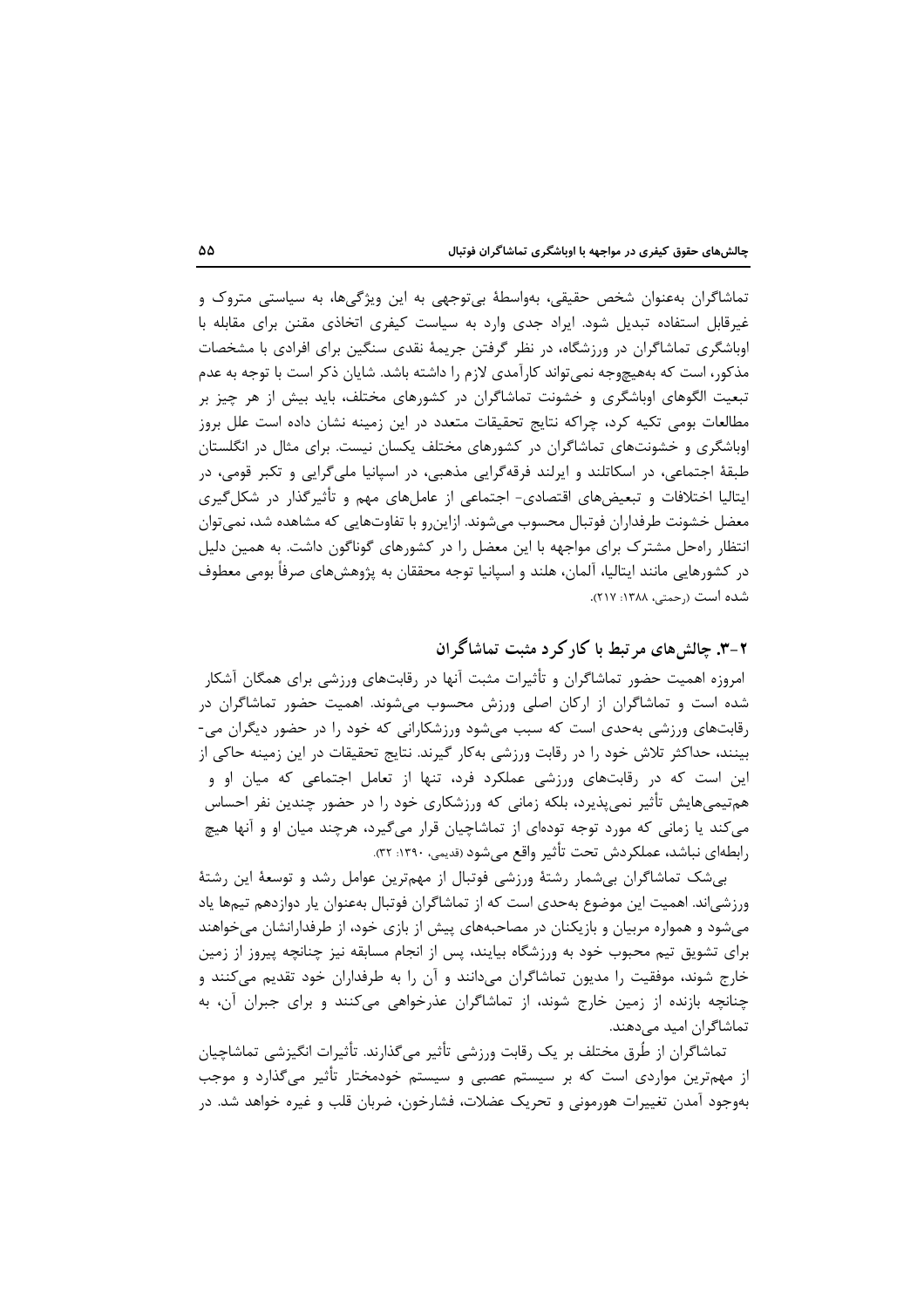تماشاگران به‌عنوان شخص حقیقی، به‌واسطهٔ بی‌توجهی به این ویژگی‌ها، به سیاستی متروک و غیرقابل استفاده تبدیل شود. ایراد جدی وارد به سیاست کیفری اتخاذی مقنن برای مقابله با اوباشگری تماشاگران در ورزشگاه، در نظر گرفتن جریمهٔ نقدی سنگین برای افرادی با مشخصات مذکور، است که به‌هیچ‌وجه نمی‌تواند کارآمدی لازم را داشته باشد. شایان ذکر است با توجه به عدم تبعیت الگوهای اوباشگری و خشونت تماشاگران در کشورهای مختلف، باید بیش از هر چیز بر مطالعات بومی تکیه کرد، چراکه نتایج تحقیقات متعدد در این زمینه نشان داده است علل بروز اوباشگری و خشونت‌های تماشاگران در کشورهای مختلف یکسان نیست. برای مثال در انگلستان طبقهٔ اجتماعی، در اسکاتلند و ایرلند فرقه‌گرایی مذهبی، در اسپانیا ملی‌گرایی و تکبر قومی، در ایتالیا اختلافات و تبعیض‌های اقتصادی- اجتماعی از عامل‌های مهم و تأثیرگذار در شکل‌گیری معضل خشونت طرفداران فوتبال محسوب می‌شوند. ازاین‌رو با تفاوت‌هایی که مشاهده شد، نمی‌توان انتظار راه‌حل مشترک برای مواجهه با این معضل را در کشورهای گوناگون داشت. به همین دلیل در کشورهایی مانند ایتالیا، آلمان، هلند و اسپانیا توجه محققان به پژوهش‌های صرفاً بومی معطوف شده است (رحمتی، ۱۳۸۸: ۲۱۷).

## ۲-۳. چالش‌های مرتبط با کارکرد مثبت تماشاگران

امروزه اهمیت حضور تماشاگران و تأثیرات مثبت آنها در رقابت‌های ورزشی برای همگان آشکار شده است و تماشاگران از ارکان اصلی ورزش محسوب می‌شوند. اهمیت حضور تماشاگران در رقابت‌های ورزشی به‌حدی است که سبب می‌شود ورزشکارانی که خود را در حضور دیگران می‌بینند، حداکثر تلاش خود را در رقابت ورزشی به‌کار گیرند. نتایج تحقیقات در این زمینه حاکی از این است که در رقابت‌های ورزشی عملکرد فرد، تنها از تعامل اجتماعی که میان او و هم‌تیمی‌هایش تأثیر نمی‌پذیرد، بلکه زمانی که ورزشکاری خود را در حضور چندین نفر احساس می‌کند یا زمانی که مورد توجه توده‌ای از تماشاچیان قرار می‌گیرد، هرچند میان او و آنها هیچ رابطه‌ای نباشد، عملکردش تحت تأثیر واقع می‌شود (قدیمی، ۱۳۹۰: ۳۲).

بی‌شک تماشاگران بی‌شمار رشتهٔ ورزشی فوتبال از مهم‌ترین عوامل رشد و توسعهٔ این رشتهٔ ورزشی‌اند. اهمیت این موضوع به‌حدی است که از تماشاگران فوتبال به‌عنوان یار دوازدهم تیم‌ها یاد می‌شود و همواره مربیان و بازیکنان در مصاحبه‌های پیش از بازی خود، از طرفدارانشان می‌خواهند برای تشویق تیم محبوب خود به ورزشگاه بیایند، پس از انجام مسابقه نیز چنانچه پیروز از زمین خارج شوند، موفقیت را مدیون تماشاگران می‌دانند و آن را به طرفداران خود تقدیم می‌کنند و چنانچه بازنده از زمین خارج شوند، از تماشاگران عذرخواهی می‌کنند و برای جبران آن، به تماشاگران امید می‌دهند.

تماشاگران از طُرق مختلف بر یک رقابت ورزشی تأثیر می‌گذارند. تأثیرات انگیزشی تماشاچیان از مهم‌ترین مواردی است که بر سیستم عصبی و سیستم خودمختار تأثیر می‌گذارد و موجب به‌وجود آمدن تغییرات هورمونی و تحریک عضلات، فشارخون، ضربان قلب و غیره خواهد شد. در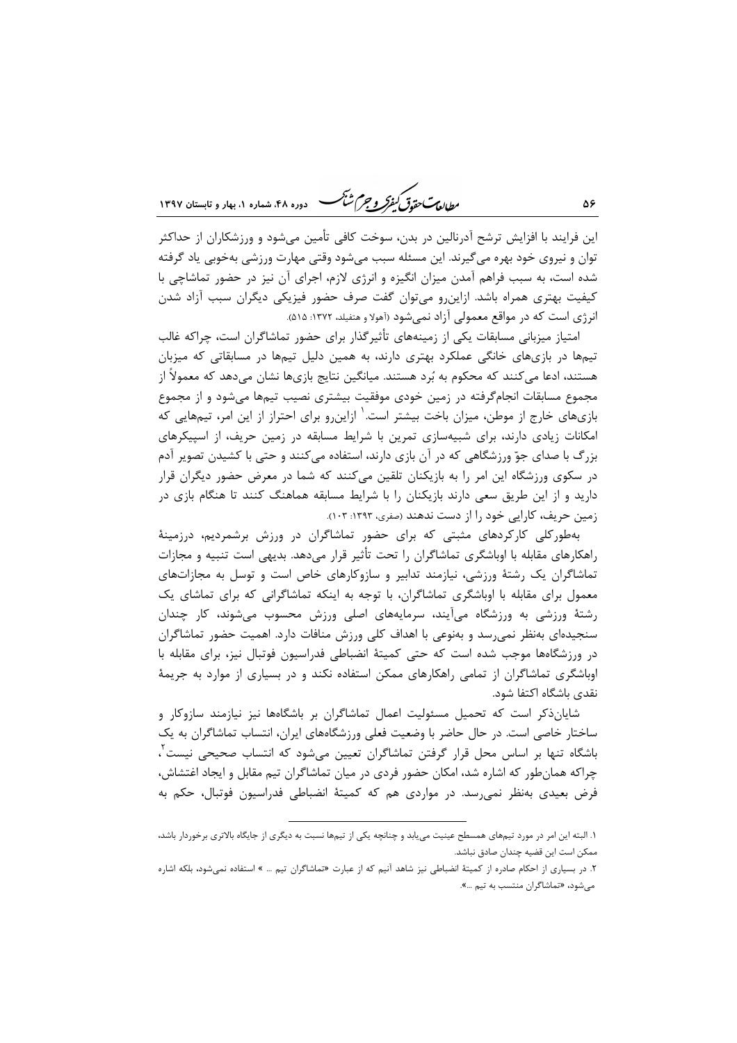این فرایند با افزایش ترشح آدرنالین در بدن، سوخت کافی تأمین می‌شود و ورزشکاران از حداکثر توان و نیروی خود بهره می‌گیرند. این مسئله سبب می‌شود وقتی مهارت ورزشی به‌خوبی یاد گرفته شده است، به سبب فراهم آمدن میزان انگیزه و انرژی لازم، اجرای آن نیز در حضور تماشاچی با کیفیت بهتری همراه باشد. ازاین‌رو می‌توان گفت صرف حضور فیزیکی دیگران سبب آزاد شدن انرژی است که در مواقع معمولی آزاد نمی‌شود (آهولا و هتفیلد، ۱۳۷۲: ۵۱۵).

امتیاز میزبانی مسابقات یکی از زمینه‌های تأثیرگذار برای حضور تماشاگران است، چراکه غالب تیم‌ها در بازی‌های خانگی عملکرد بهتری دارند، به همین دلیل تیم‌ها در مسابقاتی که میزبان هستند، ادعا می‌کنند که محکوم به بُرد هستند. میانگین نتایج بازی‌ها نشان می‌دهد که معمولاً از مجموع مسابقات انجام‌گرفته در زمین خودی موفقیت بیشتری نصیب تیم‌ها می‌شود و از مجموع بازی‌های خارج از موطن، میزان باخت بیشتر است.[1] ازاین‌رو برای احتراز از این امر، تیم‌هایی که امکانات زیادی دارند، برای شبیه‌سازی تمرین با شرایط مسابقه در زمین حریف، از اسپیکرهای بزرگ با صدای جوّ ورزشگاهی که در آن بازی دارند، استفاده می‌کنند و حتی با کشیدن تصویر آدم در سکوی ورزشگاه این امر را به بازیکنان تلقین می‌کنند که شما در معرض حضور دیگران قرار دارید و از این طریق سعی دارند بازیکنان را با شرایط مسابقه هماهنگ کنند تا هنگام بازی در زمین حریف، کارایی خود را از دست ندهند (صفری، ۱۳۹۳: ۱۰۳).

به‌طورکلی کارکردهای مثبتی که برای حضور تماشاگران در ورزش برشمردیم، درزمینهٔ راهکارهای مقابله با اوباشگری تماشاگران را تحت تأثیر قرار می‌دهد. بدیهی است تنبیه و مجازات تماشاگران یک رشتهٔ ورزشی، نیازمند تدابیر و سازوکارهای خاص است و توسل به مجازات‌های معمول برای مقابله با اوباشگری تماشاگران، با توجه به اینکه تماشاگرانی که برای تماشای یک رشتهٔ ورزشی به ورزشگاه می‌آیند، سرمایه‌های اصلی ورزش محسوب می‌شوند، کار چندان سنجیده‌ای به‌نظر نمی‌رسد و به‌نوعی با اهداف کلی ورزش منافات دارد. اهمیت حضور تماشاگران در ورزشگاه‌ها موجب شده است که حتی کمیتهٔ انضباطی فدراسیون فوتبال نیز، برای مقابله با اوباشگری تماشاگران از تمامی راهکارهای ممکن استفاده نکند و در بسیاری از موارد به جریمهٔ نقدی باشگاه اکتفا شود.

شایان‌ذکر است که تحمیل مسئولیت اعمال تماشاگران بر باشگاه‌ها نیز نیازمند سازوکار و ساختار خاصی است. در حال حاضر با وضعیت فعلی ورزشگاه‌های ایران، انتساب تماشاگران به یک باشگاه تنها بر اساس محل قرار گرفتن تماشاگران تعیین می‌شود که انتساب صحیحی نیست[2]، چراکه همان‌طور که اشاره شد، امکان حضور فردی در میان تماشاگران تیم مقابل و ایجاد اغتشاش، فرض بعیدی به‌نظر نمی‌رسد. در مواردی هم که کمیتهٔ انضباطی فدراسیون فوتبال، حکم به

---

۱. البته این امر در مورد تیم‌های همسطح عینیت می‌یابد و چنانچه یکی از تیم‌ها نسبت به دیگری از جایگاه بالاتری برخوردار باشد، ممکن است این قضیه چندان صادق نباشد.

۲. در بسیاری از احکام صادره از کمیتهٔ انضباطی نیز شاهد آنیم که از عبارت «تماشاگران تیم ... » استفاده نمی‌شود، بلکه اشاره می‌شود، «تماشاگران منتسب به تیم ...».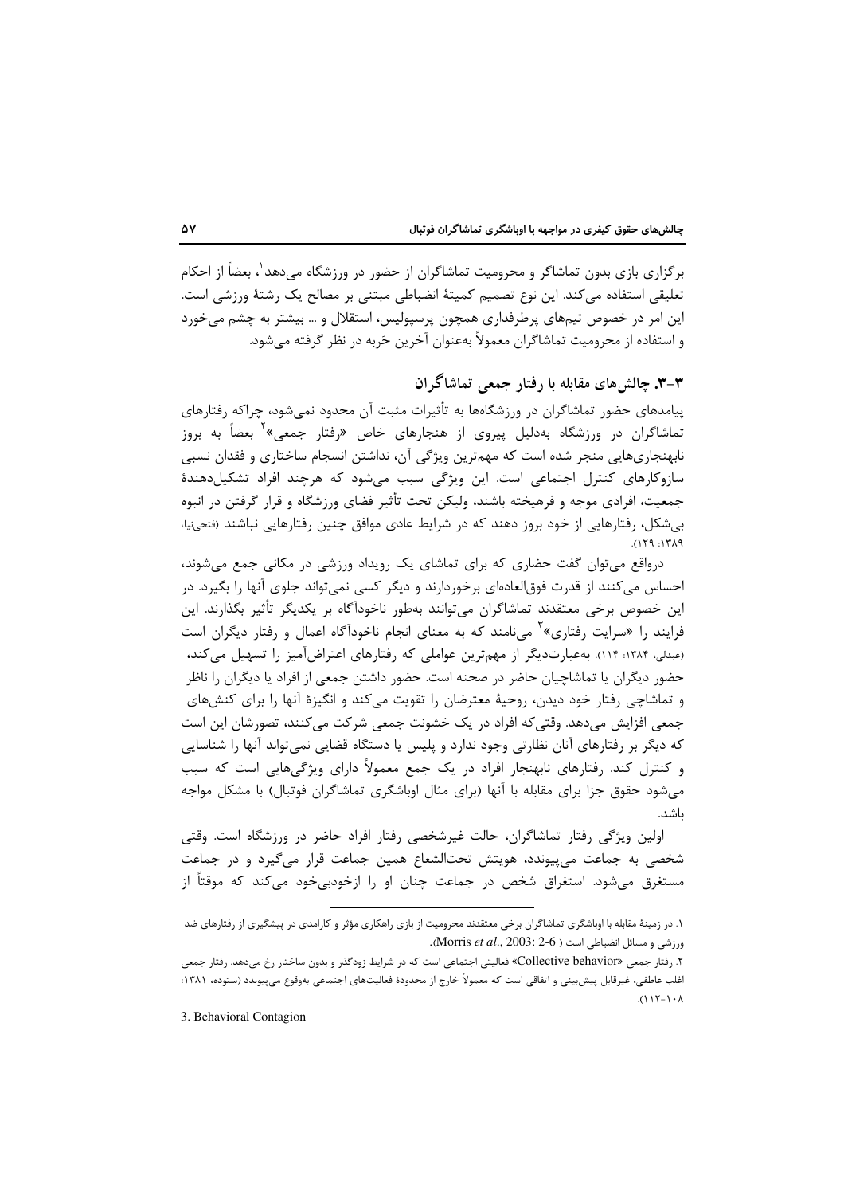برگزاری بازی بدون تماشاگر و محرومیت تماشاگران از حضور در ورزشگاه می‌دهد[1]، بعضاً از احکام تعلیقی استفاده می‌کند. این نوع تصمیم کمیتهٔ انضباطی مبتنی بر مصالح یک رشتهٔ ورزشی است. این امر در خصوص تیم‌های پرطرفداری همچون پرسپولیس، استقلال و ... بیشتر به چشم می‌خورد و استفاده از محرومیت تماشاگران معمولاً به‌عنوان آخرین حَربه در نظر گرفته می‌شود.

## ۳-۳. چالش‌های مقابله با رفتار جمعی تماشاگران

پیامدهای حضور تماشاگران در ورزشگاه‌ها به تأثیرات مثبت آن محدود نمی‌شود، چراکه رفتارهای تماشاگران در ورزشگاه به‌دلیل پیروی از هنجارهای خاص «رفتار جمعی»[2] بعضاً به بروز نابهنجاری‌هایی منجر شده است که مهم‌ترین ویژگی آن، نداشتن انسجام ساختاری و فقدان نسبی سازوکارهای کنترل اجتماعی است. این ویژگی سبب می‌شود که هرچند افراد تشکیل‌دهندهٔ جمعیت، افرادی موجه و فرهیخته باشند، ولیکن تحت تأثیر فضای ورزشگاه و قرار گرفتن در انبوه بی‌شکل، رفتارهایی از خود بروز دهند که در شرایط عادی موافق چنین رفتارهایی نباشند (فتحی‌نیا، ۱۳۸۹: ۱۲۹).

درواقع می‌توان گفت حضاری که برای تماشای یک رویداد ورزشی در مکانی جمع می‌شوند، احساس می‌کنند از قدرت فوق‌العاده‌ای برخوردارند و دیگر کسی نمی‌تواند جلوی آنها را بگیرد. در این خصوص برخی معتقدند تماشاگران می‌توانند به‌طور ناخودآگاه بر یکدیگر تأثیر بگذارند. این فرایند را «سرایت رفتاری»[3] می‌نامند که به معنای انجام ناخودآگاه اعمال و رفتار دیگران است (عبدلی، ۱۳۸۴: ۱۱۴). به‌عبارت‌دیگر از مهم‌ترین عواملی که رفتارهای اعتراض‌آمیز را تسهیل می‌کند، حضور دیگران یا تماشاچیان حاضر در صحنه است. حضور داشتن جمعی از افراد یا دیگران را ناظر و تماشاچی رفتار خود دیدن، روحیهٔ معترضان را تقویت می‌کند و انگیزهٔ آنها را برای کنش‌های جمعی افزایش می‌دهد. وقتی‌که افراد در یک خشونت جمعی شرکت می‌کنند، تصورشان این است که دیگر بر رفتارهای آنان نظارتی وجود ندارد و پلیس یا دستگاه قضایی نمی‌تواند آنها را شناسایی و کنترل کند. رفتارهای نابهنجار افراد در یک جمع معمولاً دارای ویژگی‌هایی است که سبب می‌شود حقوق جزا برای مقابله با آنها (برای مثال اوباشگری تماشاگران فوتبال) با مشکل مواجه باشد.

اولین ویژگی رفتار تماشاگران، حالت غیرشخصی رفتار افراد حاضر در ورزشگاه است. وقتی شخصی به جماعت می‌پیوندد، هویتش تحت‌الشعاع همین جماعت قرار می‌گیرد و در جماعت مستغرق می‌شود. استغراق شخص در جماعت چنان او را ازخودبی‌خود می‌کند که موقتاً از

---

۱. در زمینهٔ مقابله با اوباشگری تماشاگران برخی معتقدند محرومیت از بازی راهکاری مؤثر و کارامدی در پیشگیری از رفتارهای ضد ورزشی و مسائل انضباطی است (Morris *et al*., 2003: 2-6).

۲. رفتار جمعی «Collective behavior» فعالیتی اجتماعی است که در شرایط زودگذر و بدون ساختار رخ می‌دهد. رفتار جمعی اغلب عاطفی، غیرقابل پیش‌بینی و اتفاقی است که معمولاً خارج از محدودهٔ فعالیت‌های اجتماعی به‌وقوع می‌پیوندد (ستوده، ۱۳۸۱: ۱۰۸-۱۱۲).

3. Behavioral Contagion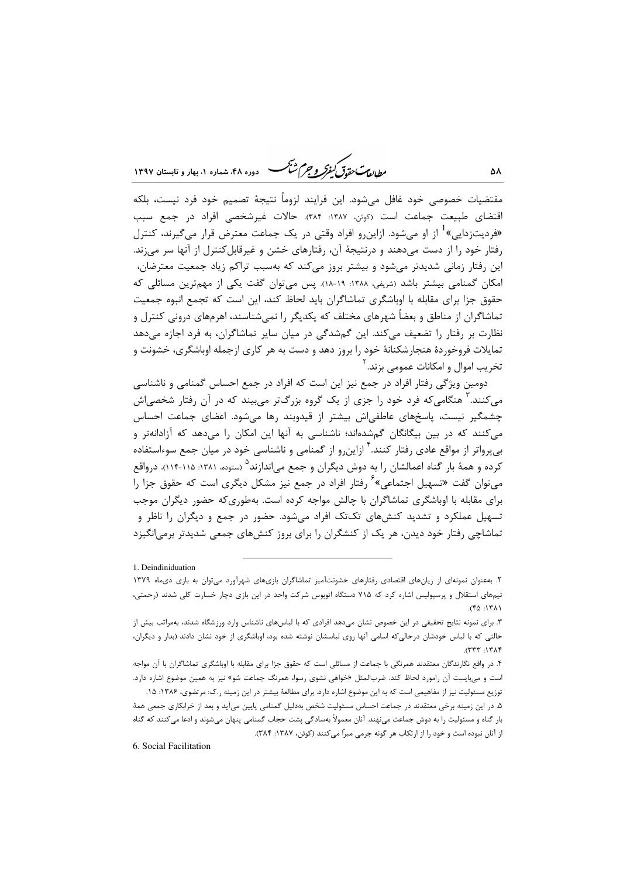مقتضیات خصوصی خود غافل می‌شود. این فرایند لزوماً نتیجهٔ تصمیم خود فرد نیست، بلکه اقتضای طبیعت جماعت است (کوئن، ۱۳۸۷: ۳۸۴). حالات غیرشخصی افراد در جمع سبب «فردیت‌زدایی»[1] از او می‌شود. ازاین‌رو افراد وقتی در یک جماعت معترض قرار می‌گیرند، کنترل رفتار خود را از دست می‌دهند و درنتیجهٔ آن، رفتارهای خشن و غیرقابل‌کنترل از آنها سر می‌زند. این رفتار زمانی شدیدتر می‌شود و بیشتر بروز می‌کند که به‌سبب تراکم زیاد جمعیت معترضان، امکان گمنامی بیشتر باشد (شریفی، ۱۳۸۸: ۱۹-۱۸). پس می‌توان گفت یکی از مهم‌ترین مسائلی که حقوق جزا برای مقابله با اوباشگری تماشاگران باید لحاظ کند، این است که تجمع انبوه جمعیت تماشاگران از مناطق و بعضاً شهرهای مختلف که یکدیگر را نمی‌شناسند، اهرم‌های درونی کنترل و نظارت بر رفتار را تضعیف می‌کند. این گم‌شدگی در میان سایر تماشاگران، به فرد اجازه می‌دهد تمایلات فروخوردهٔ هنجارشکنانهٔ خود را بروز دهد و دست به هر کاری ازجمله اوباشگری، خشونت و تخریب اموال و امکانات عمومی بزند.[2]

دومین ویژگی رفتار افراد در جمع نیز این است که افراد در جمع احساس گمنامی و ناشناسی می‌کنند.[3] هنگامی‌که فرد خود را جزی از یک گروه بزرگ‌تر می‌بیند که در آن رفتار شخصی‌اش چشمگیر نیست، پاسخ‌های عاطفی‌اش بیشتر از قیدوبند رها می‌شود. اعضای جماعت احساس می‌کنند که در بین بیگانگان گم‌شده‌اند؛ ناشناسی به آنها این امکان را می‌دهد که آزادانه‌تر و بی‌پرواتر از مواقع عادی رفتار کنند.[4] ازاین‌رو از گمنامی و ناشناسی خود در میان جمع سوءاستفاده کرده و همهٔ بار گناه اعمالشان را به دوش دیگران و جمع می‌اندازند[5] (ستوده، ۱۳۸۱: ۱۱۵-۱۱۴). درواقع می‌توان گفت «تسهیل اجتماعی»[6] رفتار افراد در جمع نیز مشکل دیگری است که حقوق جزا را برای مقابله با اوباشگری تماشاگران با چالش مواجه کرده است. به‌طوری‌که حضور دیگران موجب تسهیل عملکرد و تشدید کنش‌های تک‌تک افراد می‌شود. حضور در جمع و دیگران را ناظر و تماشاچی رفتار خود دیدن، هر یک از کنشگران را برای بروز کنش‌های جمعی شدیدتر برمی‌انگیزد

---

1. Deindiniduation

۲. به‌عنوان نمونه‌ای از زیان‌های اقتصادی رفتارهای خشونت‌آمیز تماشاگران بازی‌های شهرآورد می‌توان به بازی دی‌ماه ۱۳۷۹ تیم‌های استقلال و پرسپولیس اشاره کرد که ۷۱۵ دستگاه اتوبوس شرکت واحد در این بازی دچار خسارت کلی شدند (رحمتی، ۱۳۸۱: ۴۵).

۳. برای نمونه نتایج تحقیقی در این خصوص نشان می‌دهد افرادی که با لباس‌های ناشناس وارد ورزشگاه شدند، به‌مراتب بیش از حالتی که با لباس خودشان درحالی‌که اسامی آنها روی لباسشان نوشته شده بود، اوباشگری از خود نشان دادند (بدار و دیگران، ۱۳۸۴: ۳۳۳).

۴. در واقع نگارندگان معتقدند همرنگی با جماعت از مسائلی است که حقوق جزا برای مقابله با اوباشگری تماشاگران با آن مواجه است و می‌بایست آن رامورد لحاظ کند. ضرب‌المثل «خواهی نشوی رسوا، همرنگ جماعت شو» نیز به همین موضوع اشاره دارد. توزیع مسئولیت نیز از مفاهیمی است که به این موضوع اشاره دارد. برای مطالعهٔ بیشتر در این زمینه ر.ک: مرتضوی، ۱۳۸۶: ۱۵.

۵. در این زمینه برخی معتقدند در جماعت احساس مسئولیت شخص به‌دلیل گمنامی پایین می‌آید و بعد از خرابکاری جمعی همهٔ بار گناه و مسئولیت را به دوش جماعت می‌نهند. آنان معمولاً به‌سادگی پشت حجاب گمنامی پنهان می‌شوند و ادعا می‌کنند که گناه از آنان نبوده است و خود را از ارتکاب هر گونه جرمی مبرا می‌کنند (کوئن، ۱۳۸۷: ۳۸۴).

6. Social Facilitation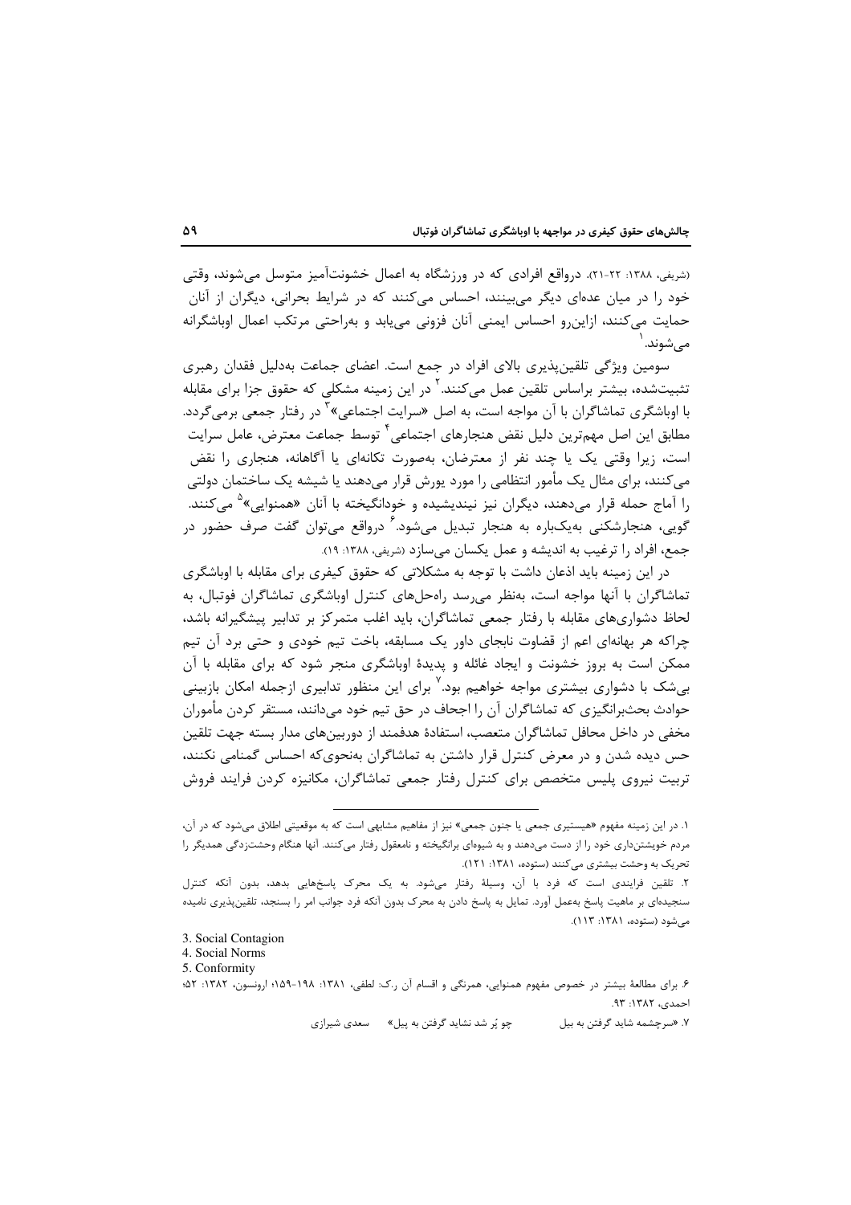(شریفی، ۱۳۸۸: ۲۲-۲۱). درواقع افرادی که در ورزشگاه به اعمال خشونت‌آمیز متوسل می‌شوند، وقتی خود را در میان عده‌ای دیگر می‌بینند، احساس می‌کنند که در شرایط بحرانی، دیگران از آنان حمایت می‌کنند، ازاین‌رو احساس ایمنی آنان فزونی می‌یابد و به‌راحتی مرتکب اعمال اوباشگرانه می‌شوند.[1]

سومین ویژگی تلقین‌پذیری بالای افراد در جمع است. اعضای جماعت به‌دلیل فقدان رهبری تثبیت‌شده، بیشتر براساس تلقین عمل می‌کنند.[2] در این زمینه مشکلی که حقوق جزا برای مقابله با اوباشگری تماشاگران با آن مواجه است، به اصل «سرایت اجتماعی»[3] در رفتار جمعی برمی‌گردد. مطابق این اصل مهم‌ترین دلیل نقض هنجارهای اجتماعی[4] توسط جماعت معترض، عامل سرایت است، زیرا وقتی یک یا چند نفر از معترضان، به‌صورت تکانه‌ای یا آگاهانه، هنجاری را نقض می‌کنند، برای مثال یک مأمور انتظامی را مورد یورش قرار می‌دهند یا شیشه یک ساختمان دولتی را آماج حمله قرار می‌دهند، دیگران نیز نیندیشیده و خودانگیخته با آنان «همنوایی»[5] می‌کنند. گویی، هنجارشکنی به‌یک‌باره به هنجار تبدیل می‌شود.[6] درواقع می‌توان گفت صرف حضور در جمع، افراد را ترغیب به اندیشه و عمل یکسان می‌سازد (شریفی، ۱۳۸۸: ۱۹).

در این زمینه باید اذعان داشت با توجه به مشکلاتی که حقوق کیفری برای مقابله با اوباشگری تماشاگران با آنها مواجه است، به‌نظر می‌رسد راه‌حل‌های کنترل اوباشگری تماشاگران فوتبال، به لحاظ دشواری‌های مقابله با رفتار جمعی تماشاگران، باید اغلب متمرکز بر تدابیر پیشگیرانه باشد، چراکه هر بهانه‌ای اعم از قضاوت نابجای داور یک مسابقه، باخت تیم خودی و حتی برد آن تیم ممکن است به بروز خشونت و ایجاد غائله و پدیدهٔ اوباشگری منجر شود که برای مقابله با آن بی‌شک با دشواری بیشتری مواجه خواهیم بود.[7] برای این منظور تدابیری ازجمله امکان بازبینی حوادث بحث‌برانگیزی که تماشاگران آن را اجحاف در حق تیم خود می‌دانند، مستقر کردن مأموران مخفی در داخل محافل تماشاگران متعصب، استفادهٔ هدفمند از دوربین‌های مدار بسته جهت تلقین حس دیده شدن و در معرض کنترل قرار داشتن به تماشاگران به‌نحوی‌که احساس گمنامی نکنند، تربیت نیروی پلیس متخصص برای کنترل رفتار جمعی تماشاگران، مکانیزه کردن فرایند فروش

---

۱. در این زمینه مفهوم «هیستیری جمعی یا جنون جمعی» نیز از مفاهیم مشابهی است که به موقعیتی اطلاق می‌شود که در آن، مردم خویشتن‌داری خود را از دست می‌دهند و به شیوه‌ای برانگیخته و نامعقول رفتار می‌کنند. آنها هنگام وحشت‌زدگی همدیگر را تحریک به وحشت بیشتری می‌کنند (ستوده، ۱۳۸۱: ۱۲۱).

۲. تلقین فرایندی است که فرد با آن، وسیلهٔ رفتار می‌شود. به یک محرک پاسخ‌هایی بدهد، بدون آنکه کنترل سنجیده‌ای بر ماهیت پاسخ به‌عمل آورد. تمایل به پاسخ دادن به محرک بدون آنکه فرد جوانب امر را بسنجد، تلقین‌پذیری نامیده می‌شود (ستوده، ۱۳۸۱: ۱۱۳).

3. Social Contagion
4. Social Norms
5. Conformity

۶. برای مطالعهٔ بیشتر در خصوص مفهوم همنوایی، همرنگی و اقسام آن ر.ک: لطفی، ۱۳۸۱: ۱۹۸-۱۵۹؛ ارونسون، ۱۳۸۲: ۵۲؛ احمدی، ۱۳۸۲: ۹۳.

۷. «سرچشمه شاید گرفتن به بیل     چو پُر شد نشاید گرفتن به پیل»     سعدی شیرازی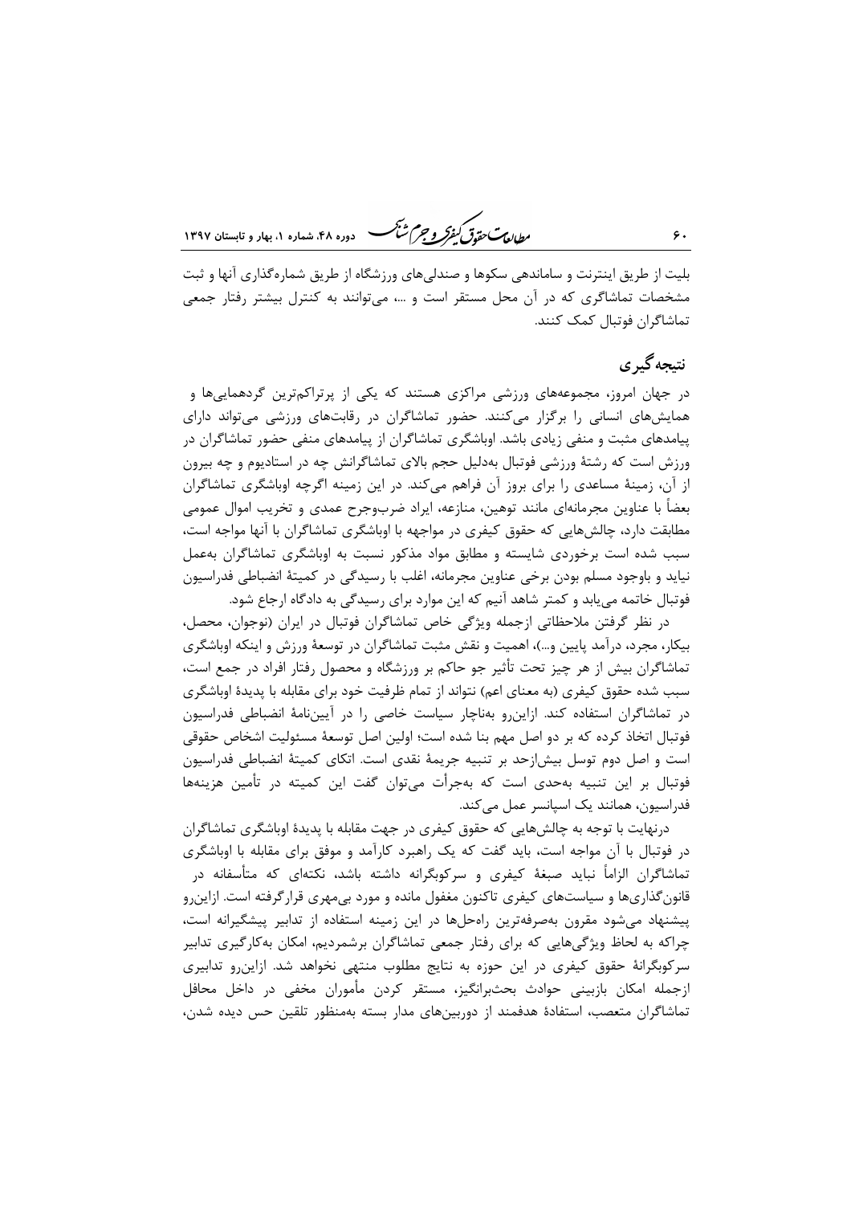بلیت از طریق اینترنت و ساماندهی سکوها و صندلی‌های ورزشگاه از طریق شماره‌گذاری آنها و ثبت مشخصات تماشاگری که در آن محل مستقر است و ...، می‌توانند به کنترل بیشتر رفتار جمعی تماشاگران فوتبال کمک کنند.

## نتیجه‌گیری

در جهان امروز، مجموعه‌های ورزشی مراکزی هستند که یکی از پرتراکم‌ترین گردهمایی‌ها و همایش‌های انسانی را برگزار می‌کنند. حضور تماشاگران در رقابت‌های ورزشی می‌تواند دارای پیامدهای مثبت و منفی زیادی باشد. اوباشگری تماشاگران از پیامدهای منفی حضور تماشاگران در ورزش است که رشتهٔ ورزشی فوتبال به‌دلیل حجم بالای تماشاگرانش چه در استادیوم و چه بیرون از آن، زمینهٔ مساعدی را برای بروز آن فراهم می‌کند. در این زمینه اگرچه اوباشگری تماشاگران بعضاً با عناوین مجرمانه‌ای مانند توهین، منازعه، ایراد ضرب‌وجرح عمدی و تخریب اموال عمومی مطابقت دارد، چالش‌هایی که حقوق کیفری در مواجهه با اوباشگری تماشاگران با آنها مواجه است، سبب شده است برخوردی شایسته و مطابق مواد مذکور نسبت به اوباشگری تماشاگران به‌عمل نیاید و باوجود مسلم بودن برخی عناوین مجرمانه، اغلب با رسیدگی در کمیتهٔ انضباطی فدراسیون فوتبال خاتمه می‌یابد و کمتر شاهد آنیم که این موارد برای رسیدگی به دادگاه ارجاع شود.

در نظر گرفتن ملاحظاتی ازجمله ویژگی خاص تماشاگران فوتبال در ایران (نوجوان، محصل، بیکار، مجرد، درآمد پایین و...)، اهمیت و نقش مثبت تماشاگران در توسعهٔ ورزش و اینکه اوباشگری تماشاگران بیش از هر چیز تحت تأثیر جو حاکم بر ورزشگاه و محصول رفتار افراد در جمع است، سبب شده حقوق کیفری (به معنای اعم) نتواند از تمام ظرفیت خود برای مقابله با پدیدهٔ اوباشگری در تماشاگران استفاده کند. ازاین‌رو به‌ناچار سیاست خاصی را در آیین‌نامهٔ انضباطی فدراسیون فوتبال اتخاذ کرده که بر دو اصل مهم بنا شده است؛ اولین اصل توسعهٔ مسئولیت اشخاص حقوقی است و اصل دوم توسل بیش‌ازحد بر تنبیه جریمهٔ نقدی است. اتکای کمیتهٔ انضباطی فدراسیون فوتبال بر این تنبیه به‌حدی است که به‌جرأت می‌توان گفت این کمیته در تأمین هزینه‌ها فدراسیون، همانند یک اسپانسر عمل می‌کند.

درنهایت با توجه به چالش‌هایی که حقوق کیفری در جهت مقابله با پدیدهٔ اوباشگری تماشاگران در فوتبال با آن مواجه است، باید گفت که یک راهبرد کارآمد و موفق برای مقابله با اوباشگری تماشاگران الزاماً نباید صبغهٔ کیفری و سرکوبگرانه داشته باشد، نکته‌ای که متأسفانه در قانون‌گذاری‌ها و سیاست‌های کیفری تاکنون مغفول مانده و مورد بی‌مهری قرارگرفته است. ازاین‌رو پیشنهاد می‌شود مقرون به‌صرفه‌ترین راه‌حل‌ها در این زمینه استفاده از تدابیر پیشگیرانه است، چراکه به لحاظ ویژگی‌هایی که برای رفتار جمعی تماشاگران برشمردیم، امکان به‌کارگیری تدابیر سرکوبگرانهٔ حقوق کیفری در این حوزه به نتایج مطلوب منتهی نخواهد شد. ازاین‌رو تدابیری ازجمله امکان بازبینی حوادث بحث‌برانگیز، مستقر کردن مأموران مخفی در داخل محافل تماشاگران متعصب، استفادهٔ هدفمند از دوربین‌های مدار بسته به‌منظور تلقین حس دیده شدن،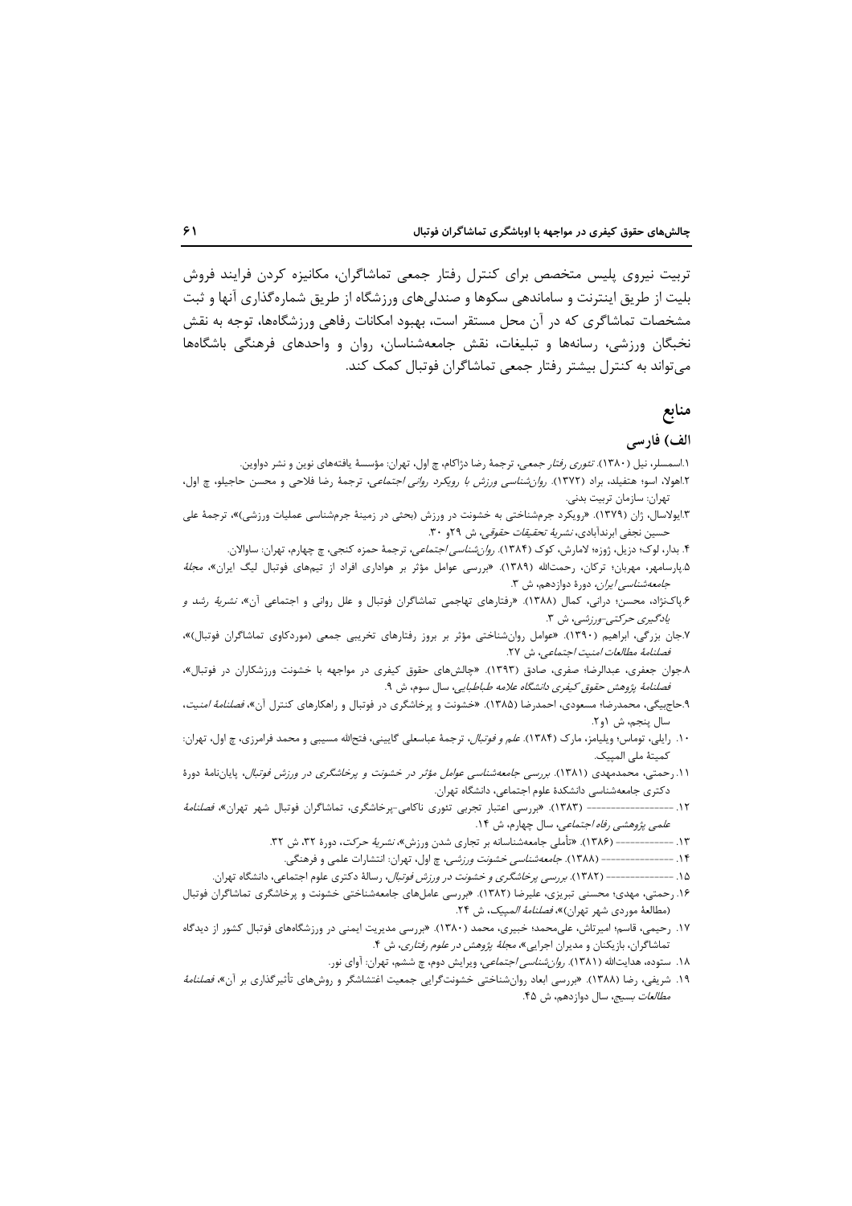تربیت نیروی پلیس متخصص برای کنترل رفتار جمعی تماشاگران، مکانیزه کردن فرایند فروش بلیت از طریق اینترنت و ساماندهی سکوها و صندلی‌های ورزشگاه از طریق شماره‌گذاری آنها و ثبت مشخصات تماشاگری که در آن محل مستقر است، بهبود امکانات رفاهی ورزشگاه‌ها، توجه به نقش نخبگان ورزشی، رسانه‌ها و تبلیغات، نقش جامعه‌شناسان، روان و واحدهای فرهنگی باشگاه‌ها می‌تواند به کنترل بیشتر رفتار جمعی تماشاگران فوتبال کمک کند.

# منابع

## الف) فارسی

۱.اسمسلر، نیل (۱۳۸۰). *تئوری رفتار جمعی*، ترجمهٔ رضا دژاکام، چ اول، تهران: مؤسسهٔ یافته‌های نوین و نشر دواوین.

۲.اهولا، اسو؛ هتفیلد، براد (۱۳۷۲). *روان‌شناسی ورزش با رویکرد روانی اجتماعی*، ترجمهٔ رضا فلاحی و محسن حاجیلو، چ اول، تهران: سازمان تربیت بدنی.

۳.ایولاسال، ژان (۱۳۷۹). «رویکرد جرم‌شناختی به خشونت در ورزش (بحثی در زمینهٔ جرم‌شناسی عملیات ورزشی)»، ترجمهٔ علی حسین نجفی ابرندآبادی، *نشریهٔ تحقیقات حقوقی*، ش ۲۹و ۳۰.

۴. بدار، لوک؛ دزیل، ژوزه؛ لامارش، کوک (۱۳۸۴). *روان‌شناسی اجتماعی*، ترجمهٔ حمزه گنجی، چ چهارم، تهران: ساوالان.

۵.پارسامهر، مهربان؛ ترکان، رحمت‌الله (۱۳۸۹). «بررسی عوامل مؤثر بر هواداری افراد از تیم‌های فوتبال لیگ ایران»، *مجلهٔ جامعه‌شناسی ایران*، دورهٔ دوازدهم، ش ۳.

۶.پاک‌نژاد، محسن؛ درانی، کمال (۱۳۸۸). «رفتارهای تهاجمی تماشاگران فوتبال و علل روانی و اجتماعی آن»، *نشریهٔ رشد و یادگیری حرکتی-ورزشی*، ش ۳.

۷.جان بزرگی، ابراهیم (۱۳۹۰). «عوامل روان‌شناختی مؤثر بر بروز رفتارهای تخریبی جمعی (موردکاوی تماشاگران فوتبال)»، *فصلنامهٔ مطالعات امنیت اجتماعی*، ش ۲۷.

۸.جوان جعفری، عبدالرضا؛ صفری، صادق (۱۳۹۳). «چالش‌های حقوق کیفری در مواجهه با خشونت ورزشکاران در فوتبال»، *فصلنامهٔ پژوهش حقوق کیفری دانشگاه علامه طباطبایی*، سال سوم، ش ۹.

۹.حاجیبیگی، محمدرضا؛ مسعودی، احمدرضا (۱۳۸۵). «خشونت و پرخاشگری در فوتبال و راهکارهای کنترل آن»، *فصلنامهٔ امنیت*، سال پنجم، ش ۱و۲.

۱۰. رایلی، توماس؛ ویلیامز، مارک (۱۳۸۴). *علم و فوتبال*، ترجمهٔ عباسعلی گایینی، فتح‌الله مسیبی و محمد فرامرزی، چ اول، تهران: کمیتهٔ ملی المپیک.

۱۱. رحمتی، محمدمهدی (۱۳۸۱). *بررسی جامعه‌شناسی عوامل مؤثر در خشونت و پرخاشگری در ورزش فوتبال*، پایان‌نامهٔ دورهٔ دکتری جامعه‌شناسی دانشکدهٔ علوم اجتماعی، دانشگاه تهران.

۱۲. ------------------ (۱۳۸۳). «بررسی اعتبار تجربی تئوری ناکامی-پرخاشگری، تماشاگران فوتبال شهر تهران»، *فصلنامهٔ علمی پژوهشی رفاه اجتماعی*، سال چهارم، ش ۱۴.

۱۳. ------------ (۱۳۸۶). «تأملی جامعه‌شناسانه بر تجاری شدن ورزش»، *نشریهٔ حرکت*، دورهٔ ۳۲، ش ۳۲.

۱۴. ---------------- (۱۳۸۸). *جامعه‌شناسی خشونت ورزشی*، چ اول، تهران: انتشارات علمی و فرهنگی.

۱۵. --------------- (۱۳۸۲). *بررسی پرخاشگری و خشونت در ورزش فوتبال*، رسالهٔ دکتری علوم اجتماعی، دانشگاه تهران.

۱۶. رحمتی، مهدی؛ محسنی تبریزی، علیرضا (۱۳۸۲). «بررسی عامل‌های جامعه‌شناختی خشونت و پرخاشگری تماشاگران فوتبال (مطالعهٔ موردی شهر تهران)»، *فصلنامهٔ المپیک*، ش ۲۴.

۱۷. رحیمی، قاسم؛ امیرتاش، علی‌محمد؛ خبیری، محمد (۱۳۸۰). «بررسی مدیریت ایمنی در ورزشگاه‌های فوتبال کشور از دیدگاه تماشاگران، بازیکنان و مدیران اجرایی»، *مجلهٔ پژوهش در علوم رفتاری*، ش ۴.

۱۸. ستوده، هدایت‌الله (۱۳۸۱). *روان‌شناسی اجتماعی*، ویرایش دوم، چ ششم، تهران: آوای نور.

۱۹. شریفی، رضا (۱۳۸۸). «بررسی ابعاد روان‌شناختی خشونت‌گرایی جمعیت اغتشاشگر و روش‌های تأثیرگذاری بر آن»، *فصلنامهٔ مطالعات بسیج*، سال دوازدهم، ش ۴۵.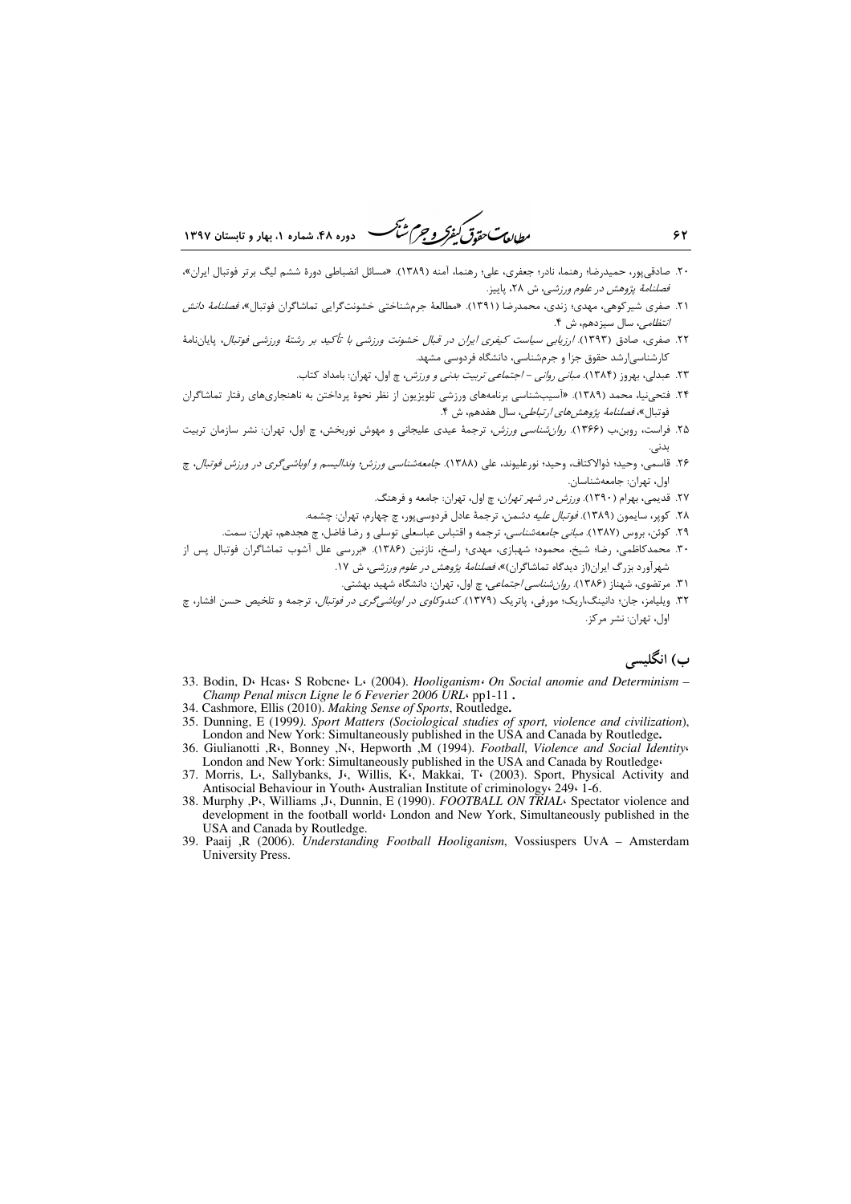۲۰. صادقی‌پور، حمیدرضا؛ رهنما، نادر؛ جعفری، علی؛ رهنما، آمنه (۱۳۸۹). «مسائل انضباطی دورهٔ ششم لیگ برتر فوتبال ایران»، *فصلنامهٔ پژوهش در علوم ورزشی*، ش ۲۸، پاییز.

۲۱. صفری شیرکوهی، مهدی؛ زندی، محمدرضا (۱۳۹۱). «مطالعهٔ جرم‌شناختی خشونت‌گرایی تماشاگران فوتبال»، *فصلنامهٔ دانش انتظامی*، سال سیزدهم، ش ۴.

۲۲. صفری، صادق (۱۳۹۳). *ارزیابی سیاست کیفری ایران در قبال خشونت ورزشی با تأکید بر رشتهٔ ورزشی فوتبال*، پایان‌نامهٔ کارشناسی‌ارشد حقوق جزا و جرم‌شناسی، دانشگاه فردوسی مشهد.

۲۳. عبدلی، بهروز (۱۳۸۴). *مبانی روانی – اجتماعی تربیت بدنی و ورزش*، چ اول، تهران: بامداد کتاب.

۲۴. فتحی‌نیا، محمد (۱۳۸۹). «آسیب‌شناسی برنامه‌های ورزشی تلویزیون از نظر نحوهٔ پرداختن به ناهنجاری‌های رفتار تماشاگران فوتبال»، *فصلنامهٔ پژوهش‌های ارتباطی*، سال هفدهم، ش ۴.

۲۵. فراست، روبن،ب (۱۳۶۶). *روان‌شناسی ورزش*، ترجمهٔ عیدی علیجانی و مهوش نوربخش، چ اول، تهران: نشر سازمان تربیت بدنی.

۲۶. قاسمی، وحید؛ ذوالاکتاف، وحید؛ نورعلیوند، علی (۱۳۸۸). *جامعه‌شناسی ورزش؛ وندالیسم و اوباشی‌گری در ورزش فوتبال*، چ اول، تهران: جامعه‌شناسان.

۲۷. قدیمی، بهرام (۱۳۹۰). *ورزش در شهر تهران*، چ اول، تهران: جامعه و فرهنگ.

۲۸. کوپر، سایمون (۱۳۸۹). *فوتبال علیه دشمن*، ترجمهٔ عادل فردوسی‌پور، چ چهارم، تهران: چشمه.

۲۹. کوئن، بروس (۱۳۸۷). *مبانی جامعه‌شناسی*، ترجمه و اقتباس عباسعلی توسلی و رضا فاضل، چ هجدهم، تهران: سمت.

۳۰. محمدکاظمی، رضا؛ شیخ، محمود؛ شهبازی، مهدی؛ راسخ، نازنین (۱۳۸۶). «بررسی علل آشوب تماشاگران فوتبال پس از شهرآورد بزرگ ایران(از دیدگاه تماشاگران)»، *فصلنامهٔ پژوهش در علوم ورزشی*، ش ۱۷.

۳۱. مرتضوی، شهناز (۱۳۸۶). *روان‌شناسی اجتماعی*، چ اول، تهران: دانشگاه شهید بهشتی.

۳۲. ویلیامز، جان؛ دانینگ،اریک؛ مورفی، پاتریک (۱۳۷۹). *کندوکاوی در اوباشی‌گری در فوتبال*، ترجمه و تلخیص حسن افشار، چ اول، تهران: نشر مرکز.

## ب) انگلیسی

33. Bodin, D، Hcas، S Robcne، L، (2004). *Hooliganism، On Social anomie and Determinism – Champ Penal miscn Ligne le 6 Feverier 2006 URL*، pp1-11 .
34. Cashmore, Ellis (2010). *Making Sense of Sports*, Routledge**.**
35. Dunning, E (1999*). Sport Matters (Sociologicol studies of sport, violence and civilization*), London and New York: Simultaneously published in the USA and Canada by Routledge**.**
36. Giulianotti ,R، Bonney ,N، Hepworth ,M (1994). *Football, Violence and Social Identity*، London and New York: Simultaneously published in the USA and Canada by Routledge،
37. Morris, L، Sallybanks, J، Willis, K، Makkai, T، (2003). Sport, Physical Activity and Antisocial Behaviour in Youth، Australian Institute of criminology، 249، 1-6.
38. Murphy ,P، Williams ,J، Dunnin, E (1990). *FOOTBALL ON TRIAL*، Spectator violence and development in the football world، London and New York, Simultaneously published in the USA and Canada by Routledge.
39. Paaij ,R (2006). *Understanding Football Hooliganism*, Vossiuspers UvA – Amsterdam University Press.